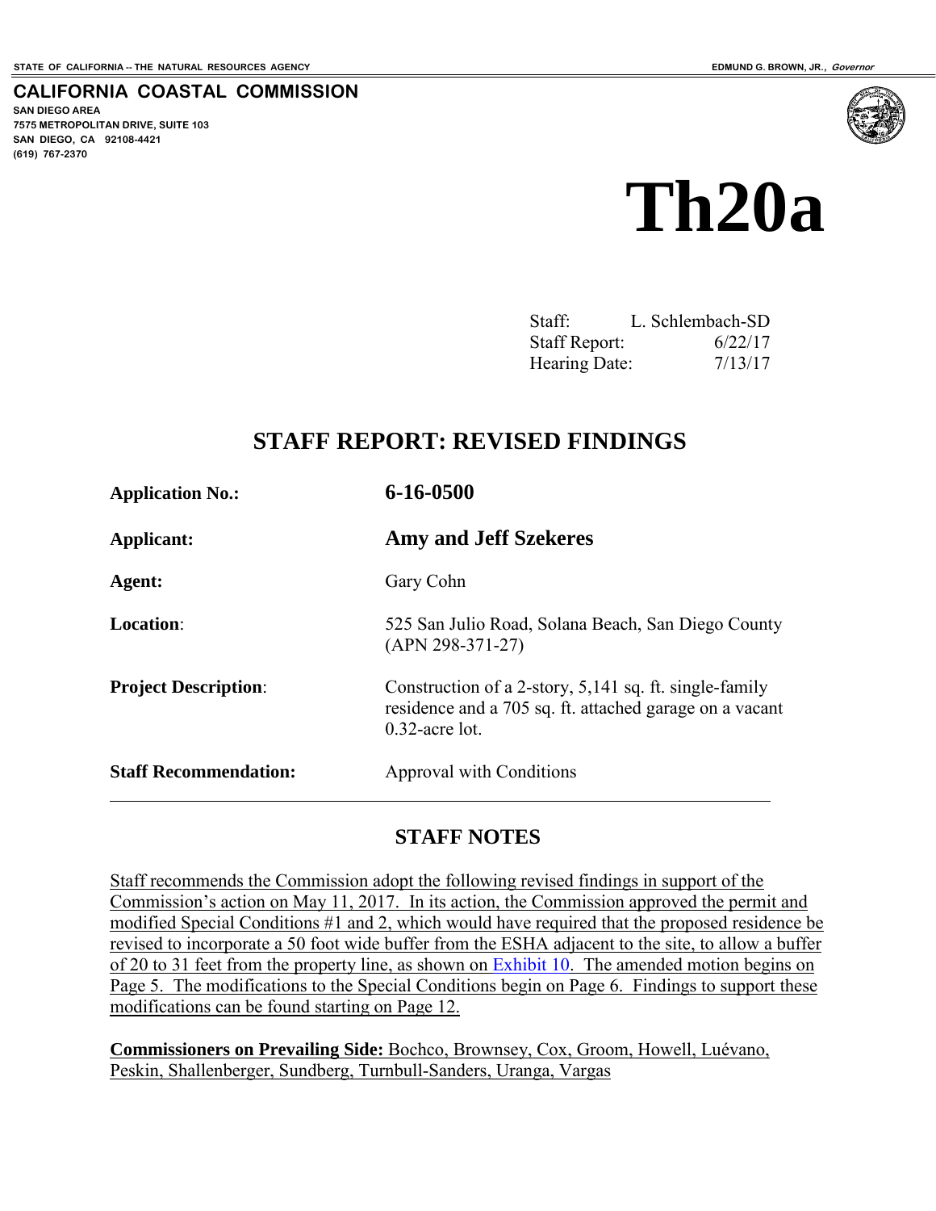STATE OF CALIFORNIA -- THE NATURAL RESOURCES AGENCY

EDMUND G. BROWN, JR., *Governor*

**CALIFORNIA COASTAL COMMISSION**
SAN DIEGO AREA
7575 METROPOLITAN DRIVE, SUITE 103
SAN DIEGO, CA 92108-4421
(619) 767-2370

# Th20a

Staff: L. Schlembach-SD
Staff Report: 6/22/17
Hearing Date: 7/13/17

## STAFF REPORT: REVISED FINDINGS

| | |
|---|---|
| **Application No.:** | **6-16-0500** |
| **Applicant:** | **Amy and Jeff Szekeres** |
| **Agent:** | Gary Cohn |
| **Location**: | 525 San Julio Road, Solana Beach, San Diego County (APN 298-371-27) |
| **Project Description**: | Construction of a 2-story, 5,141 sq. ft. single-family residence and a 705 sq. ft. attached garage on a vacant 0.32-acre lot. |
| **Staff Recommendation:** | Approval with Conditions |

## STAFF NOTES

Staff recommends the Commission adopt the following revised findings in support of the Commission's action on May 11, 2017. In its action, the Commission approved the permit and modified Special Conditions #1 and 2, which would have required that the proposed residence be revised to incorporate a 50 foot wide buffer from the ESHA adjacent to the site, to allow a buffer of 20 to 31 feet from the property line, as shown on Exhibit 10. The amended motion begins on Page 5. The modifications to the Special Conditions begin on Page 6. Findings to support these modifications can be found starting on Page 12.

**Commissioners on Prevailing Side:** Bochco, Brownsey, Cox, Groom, Howell, Luévano, Peskin, Shallenberger, Sundberg, Turnbull-Sanders, Uranga, Vargas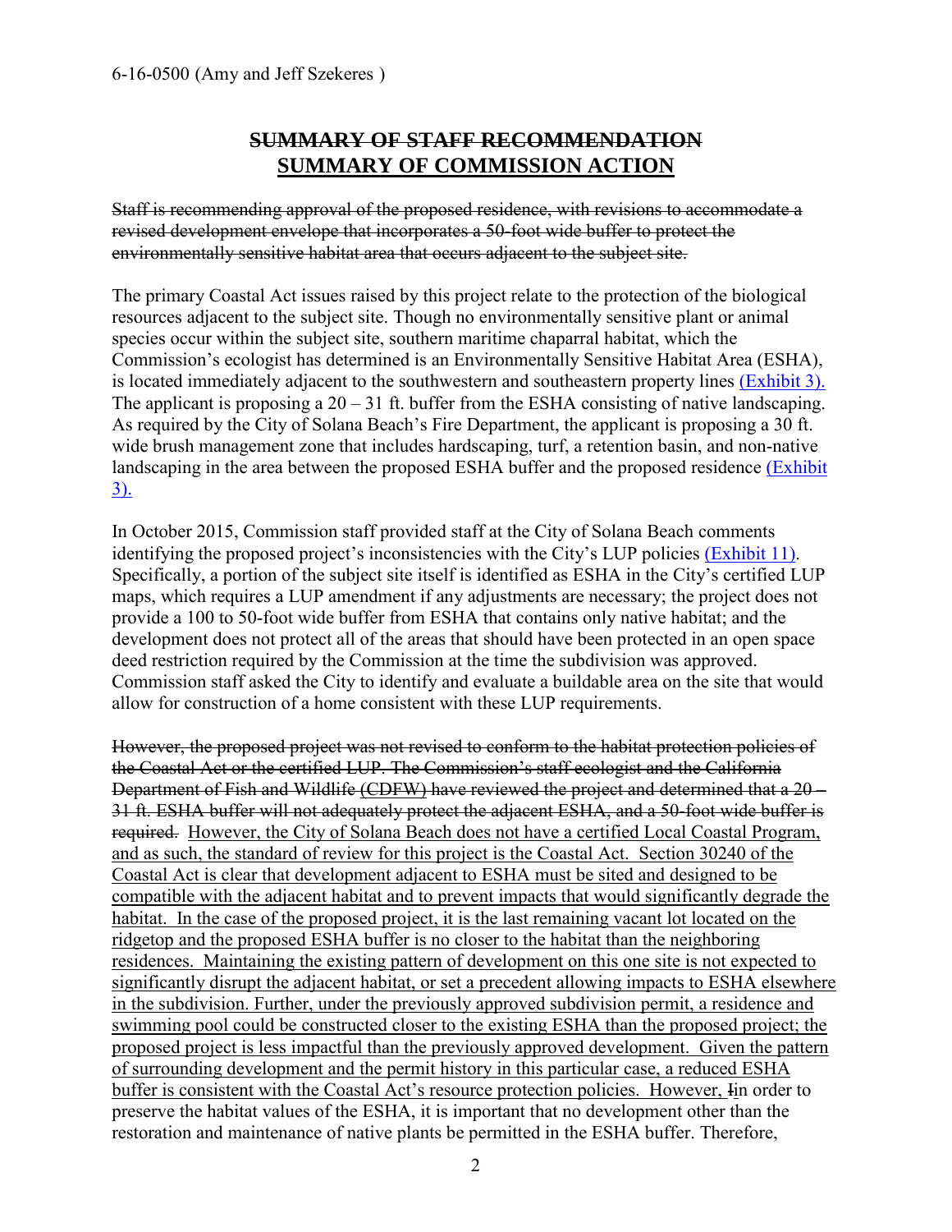## ~~SUMMARY OF STAFF RECOMMENDATION~~
## <u>SUMMARY OF COMMISSION ACTION</u>

~~Staff is recommending approval of the proposed residence, with revisions to accommodate a revised development envelope that incorporates a 50-foot wide buffer to protect the environmentally sensitive habitat area that occurs adjacent to the subject site.~~

The primary Coastal Act issues raised by this project relate to the protection of the biological resources adjacent to the subject site. Though no environmentally sensitive plant or animal species occur within the subject site, southern maritime chaparral habitat, which the Commission's ecologist has determined is an Environmentally Sensitive Habitat Area (ESHA), is located immediately adjacent to the southwestern and southeastern property lines (Exhibit 3). The applicant is proposing a 20 – 31 ft. buffer from the ESHA consisting of native landscaping. As required by the City of Solana Beach's Fire Department, the applicant is proposing a 30 ft. wide brush management zone that includes hardscaping, turf, a retention basin, and non-native landscaping in the area between the proposed ESHA buffer and the proposed residence (Exhibit 3).

In October 2015, Commission staff provided staff at the City of Solana Beach comments identifying the proposed project's inconsistencies with the City's LUP policies (Exhibit 11). Specifically, a portion of the subject site itself is identified as ESHA in the City's certified LUP maps, which requires a LUP amendment if any adjustments are necessary; the project does not provide a 100 to 50-foot wide buffer from ESHA that contains only native habitat; and the development does not protect all of the areas that should have been protected in an open space deed restriction required by the Commission at the time the subdivision was approved. Commission staff asked the City to identify and evaluate a buildable area on the site that would allow for construction of a home consistent with these LUP requirements.

~~However, the proposed project was not revised to conform to the habitat protection policies of the Coastal Act or the certified LUP. The Commission's staff ecologist and the California Department of Fish and Wildlife (CDFW) have reviewed the project and determined that a 20 – 31 ft. ESHA buffer will not adequately protect the adjacent ESHA, and a 50-foot wide buffer is required.~~ <u>However, the City of Solana Beach does not have a certified Local Coastal Program, and as such, the standard of review for this project is the Coastal Act. Section 30240 of the Coastal Act is clear that development adjacent to ESHA must be sited and designed to be compatible with the adjacent habitat and to prevent impacts that would significantly degrade the habitat. In the case of the proposed project, it is the last remaining vacant lot located on the ridgetop and the proposed ESHA buffer is no closer to the habitat than the neighboring residences. Maintaining the existing pattern of development on this one site is not expected to significantly disrupt the adjacent habitat, or set a precedent allowing impacts to ESHA elsewhere in the subdivision. Further, under the previously approved subdivision permit, a residence and swimming pool could be constructed closer to the existing ESHA than the proposed project; the proposed project is less impactful than the previously approved development. Given the pattern of surrounding development and the permit history in this particular case, a reduced ESHA buffer is consistent with the Coastal Act's resource protection policies. However, i</u>~~I~~n order to preserve the habitat values of the ESHA, it is important that no development other than the restoration and maintenance of native plants be permitted in the ESHA buffer. Therefore,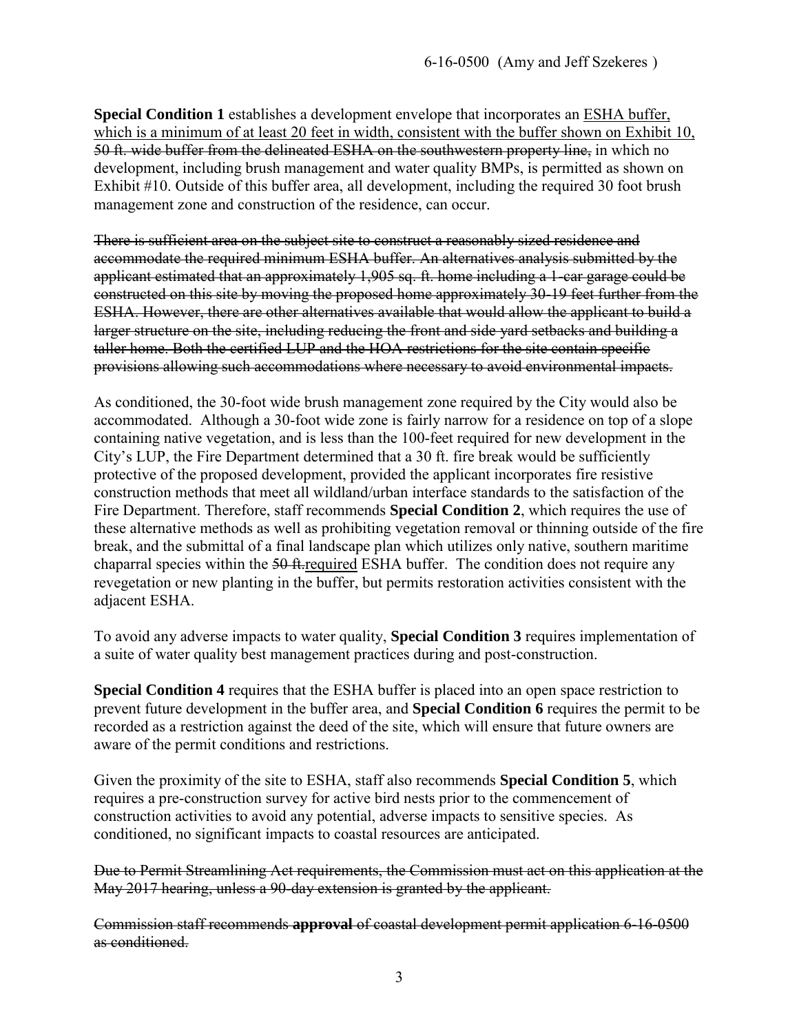**Special Condition 1** establishes a development envelope that incorporates an <u>ESHA buffer, which is a minimum of at least 20 feet in width, consistent with the buffer shown on Exhibit 10,</u> ~~50 ft. wide buffer from the delineated ESHA on the southwestern property line,~~ in which no development, including brush management and water quality BMPs, is permitted as shown on Exhibit #10. Outside of this buffer area, all development, including the required 30 foot brush management zone and construction of the residence, can occur.

~~There is sufficient area on the subject site to construct a reasonably sized residence and accommodate the required minimum ESHA buffer. An alternatives analysis submitted by the applicant estimated that an approximately 1,905 sq. ft. home including a 1-car garage could be constructed on this site by moving the proposed home approximately 30-19 feet further from the ESHA. However, there are other alternatives available that would allow the applicant to build a larger structure on the site, including reducing the front and side yard setbacks and building a taller home. Both the certified LUP and the HOA restrictions for the site contain specific provisions allowing such accommodations where necessary to avoid environmental impacts.~~

As conditioned, the 30-foot wide brush management zone required by the City would also be accommodated. Although a 30-foot wide zone is fairly narrow for a residence on top of a slope containing native vegetation, and is less than the 100-feet required for new development in the City's LUP, the Fire Department determined that a 30 ft. fire break would be sufficiently protective of the proposed development, provided the applicant incorporates fire resistive construction methods that meet all wildland/urban interface standards to the satisfaction of the Fire Department. Therefore, staff recommends **Special Condition 2**, which requires the use of these alternative methods as well as prohibiting vegetation removal or thinning outside of the fire break, and the submittal of a final landscape plan which utilizes only native, southern maritime chaparral species within the ~~50 ft.~~<u>required</u> ESHA buffer. The condition does not require any revegetation or new planting in the buffer, but permits restoration activities consistent with the adjacent ESHA.

To avoid any adverse impacts to water quality, **Special Condition 3** requires implementation of a suite of water quality best management practices during and post-construction.

**Special Condition 4** requires that the ESHA buffer is placed into an open space restriction to prevent future development in the buffer area, and **Special Condition 6** requires the permit to be recorded as a restriction against the deed of the site, which will ensure that future owners are aware of the permit conditions and restrictions.

Given the proximity of the site to ESHA, staff also recommends **Special Condition 5**, which requires a pre-construction survey for active bird nests prior to the commencement of construction activities to avoid any potential, adverse impacts to sensitive species. As conditioned, no significant impacts to coastal resources are anticipated.

~~Due to Permit Streamlining Act requirements, the Commission must act on this application at the May 2017 hearing, unless a 90-day extension is granted by the applicant.~~

~~Commission staff recommends **approval** of coastal development permit application 6-16-0500 as conditioned.~~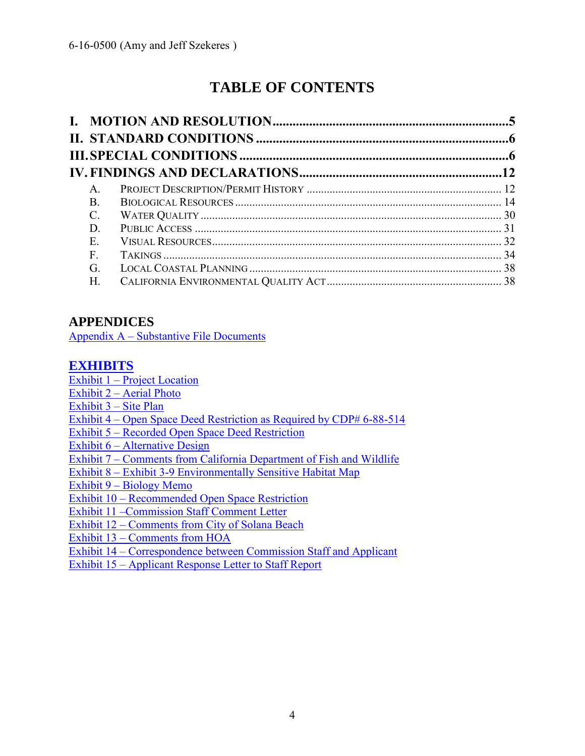# TABLE OF CONTENTS

**I. MOTION AND RESOLUTION....................................................................5**
**II. STANDARD CONDITIONS ..........................................................................6**
**III. SPECIAL CONDITIONS ...........................................................................6**
**IV. FINDINGS AND DECLARATIONS.........................................................12**

A. PROJECT DESCRIPTION/PERMIT HISTORY ............................................................ 12
B. BIOLOGICAL RESOURCES ........................................................................................ 14
C. WATER QUALITY ...................................................................................................... 30
D. PUBLIC ACCESS ........................................................................................................ 31
E. VISUAL RESOURCES................................................................................................. 32
F. TAKINGS .................................................................................................................. 34
G. LOCAL COASTAL PLANNING ................................................................................... 38
H. CALIFORNIA ENVIRONMENTAL QUALITY ACT......................................................... 38

## APPENDICES

Appendix A – Substantive File Documents

## EXHIBITS

Exhibit 1 – Project Location
Exhibit 2 – Aerial Photo
Exhibit 3 – Site Plan
Exhibit 4 – Open Space Deed Restriction as Required by CDP# 6-88-514
Exhibit 5 – Recorded Open Space Deed Restriction
Exhibit 6 – Alternative Design
Exhibit 7 – Comments from California Department of Fish and Wildlife
Exhibit 8 – Exhibit 3-9 Environmentally Sensitive Habitat Map
Exhibit 9 – Biology Memo
Exhibit 10 – Recommended Open Space Restriction
Exhibit 11 –Commission Staff Comment Letter
Exhibit 12 – Comments from City of Solana Beach
Exhibit 13 – Comments from HOA
Exhibit 14 – Correspondence between Commission Staff and Applicant
Exhibit 15 – Applicant Response Letter to Staff Report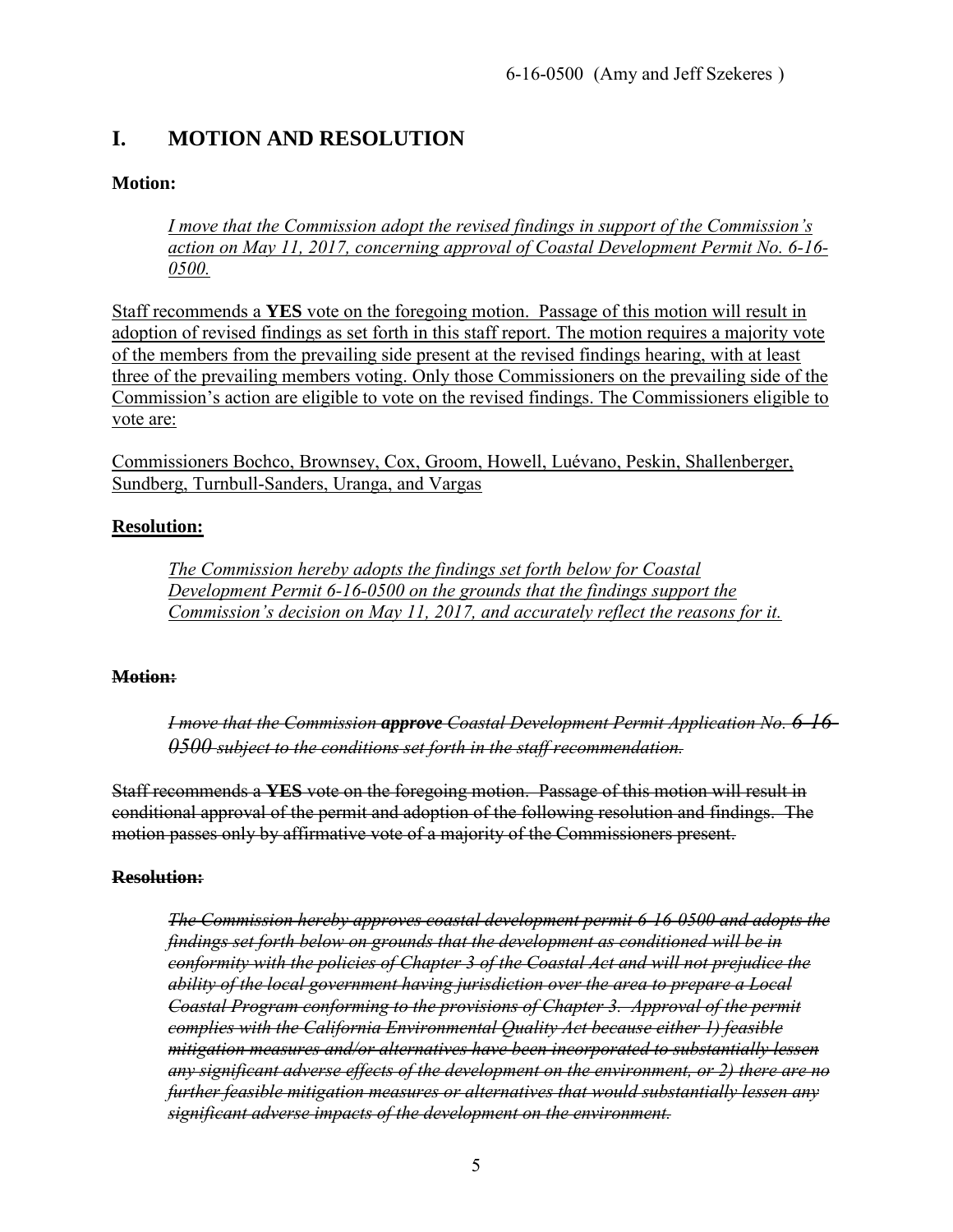## I. MOTION AND RESOLUTION

**Motion:**

> <u>*I move that the Commission adopt the revised findings in support of the Commission's action on May 11, 2017, concerning approval of Coastal Development Permit No. 6-16-0500.*</u>

<u>Staff recommends a **YES** vote on the foregoing motion. Passage of this motion will result in adoption of revised findings as set forth in this staff report. The motion requires a majority vote of the members from the prevailing side present at the revised findings hearing, with at least three of the prevailing members voting. Only those Commissioners on the prevailing side of the Commission's action are eligible to vote on the revised findings. The Commissioners eligible to vote are:</u>

<u>Commissioners Bochco, Brownsey, Cox, Groom, Howell, Luévano, Peskin, Shallenberger, Sundberg, Turnbull-Sanders, Uranga, and Vargas</u>

<u>**Resolution:**</u>

> <u>*The Commission hereby adopts the findings set forth below for Coastal Development Permit 6-16-0500 on the grounds that the findings support the Commission's decision on May 11, 2017, and accurately reflect the reasons for it.*</u>

~~**Motion:**~~

> ~~*I move that the Commission **approve** Coastal Development Permit Application No. 6-16-0500 subject to the conditions set forth in the staff recommendation.*~~

~~Staff recommends a **YES** vote on the foregoing motion. Passage of this motion will result in conditional approval of the permit and adoption of the following resolution and findings. The motion passes only by affirmative vote of a majority of the Commissioners present.~~

~~**Resolution:**~~

> ~~*The Commission hereby approves coastal development permit 6-16-0500 and adopts the findings set forth below on grounds that the development as conditioned will be in conformity with the policies of Chapter 3 of the Coastal Act and will not prejudice the ability of the local government having jurisdiction over the area to prepare a Local Coastal Program conforming to the provisions of Chapter 3. Approval of the permit complies with the California Environmental Quality Act because either 1) feasible mitigation measures and/or alternatives have been incorporated to substantially lessen any significant adverse effects of the development on the environment, or 2) there are no further feasible mitigation measures or alternatives that would substantially lessen any significant adverse impacts of the development on the environment.*~~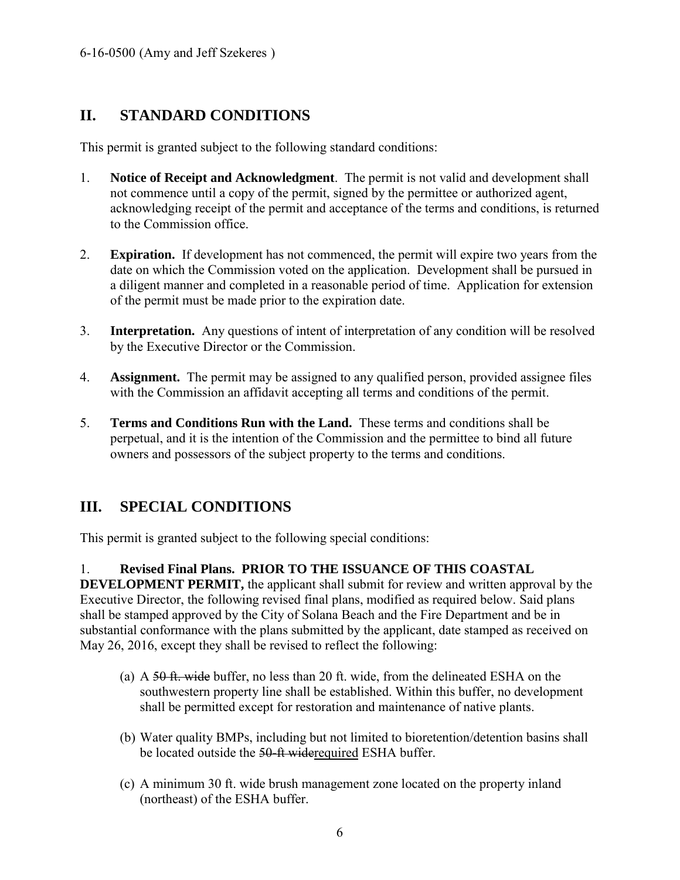## II. STANDARD CONDITIONS

This permit is granted subject to the following standard conditions:

1. **Notice of Receipt and Acknowledgment**. The permit is not valid and development shall not commence until a copy of the permit, signed by the permittee or authorized agent, acknowledging receipt of the permit and acceptance of the terms and conditions, is returned to the Commission office.

2. **Expiration.** If development has not commenced, the permit will expire two years from the date on which the Commission voted on the application. Development shall be pursued in a diligent manner and completed in a reasonable period of time. Application for extension of the permit must be made prior to the expiration date.

3. **Interpretation.** Any questions of intent of interpretation of any condition will be resolved by the Executive Director or the Commission.

4. **Assignment.** The permit may be assigned to any qualified person, provided assignee files with the Commission an affidavit accepting all terms and conditions of the permit.

5. **Terms and Conditions Run with the Land.** These terms and conditions shall be perpetual, and it is the intention of the Commission and the permittee to bind all future owners and possessors of the subject property to the terms and conditions.

## III. SPECIAL CONDITIONS

This permit is granted subject to the following special conditions:

1. **Revised Final Plans. PRIOR TO THE ISSUANCE OF THIS COASTAL DEVELOPMENT PERMIT,** the applicant shall submit for review and written approval by the Executive Director, the following revised final plans, modified as required below. Said plans shall be stamped approved by the City of Solana Beach and the Fire Department and be in substantial conformance with the plans submitted by the applicant, date stamped as received on May 26, 2016, except they shall be revised to reflect the following:

   (a) A ~~50 ft. wide~~ buffer, no less than 20 ft. wide, from the delineated ESHA on the southwestern property line shall be established. Within this buffer, no development shall be permitted except for restoration and maintenance of native plants.

   (b) Water quality BMPs, including but not limited to bioretention/detention basins shall be located outside the ~~50-ft wide~~<u>required</u> ESHA buffer.

   (c) A minimum 30 ft. wide brush management zone located on the property inland (northeast) of the ESHA buffer.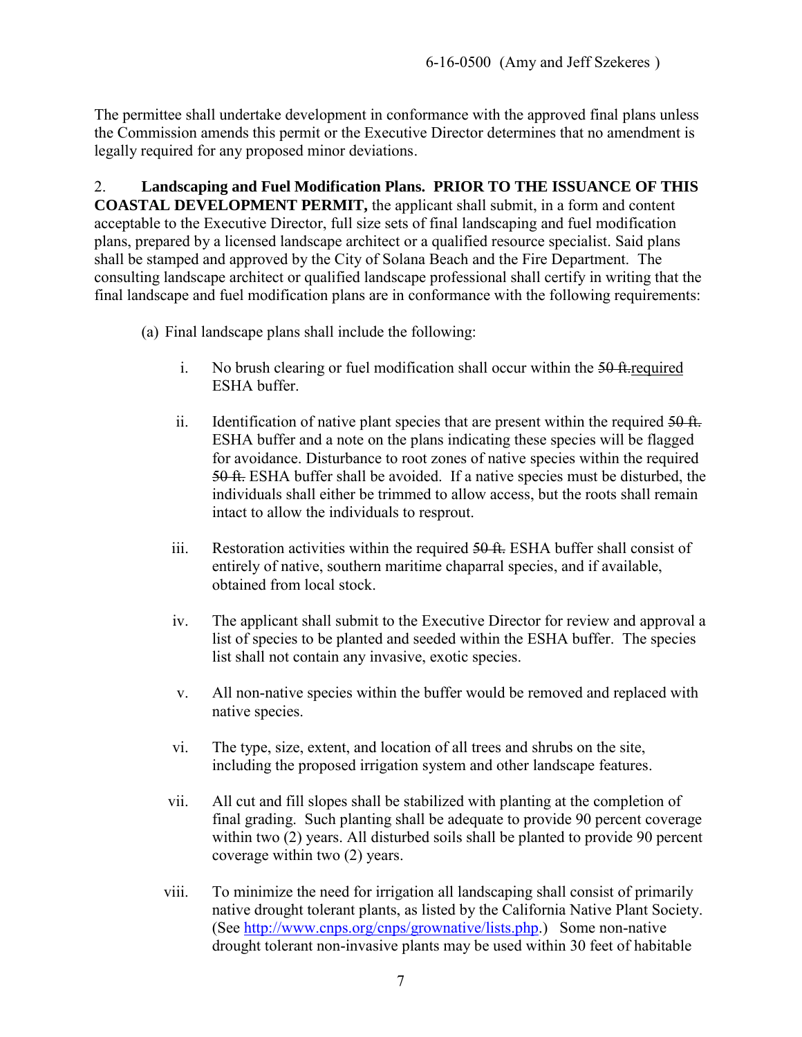The permittee shall undertake development in conformance with the approved final plans unless the Commission amends this permit or the Executive Director determines that no amendment is legally required for any proposed minor deviations.

2. **Landscaping and Fuel Modification Plans. PRIOR TO THE ISSUANCE OF THIS COASTAL DEVELOPMENT PERMIT,** the applicant shall submit, in a form and content acceptable to the Executive Director, full size sets of final landscaping and fuel modification plans, prepared by a licensed landscape architect or a qualified resource specialist. Said plans shall be stamped and approved by the City of Solana Beach and the Fire Department. The consulting landscape architect or qualified landscape professional shall certify in writing that the final landscape and fuel modification plans are in conformance with the following requirements:

(a) Final landscape plans shall include the following:

i. No brush clearing or fuel modification shall occur within the ~~50 ft.~~required ESHA buffer.

ii. Identification of native plant species that are present within the required ~~50 ft.~~ ESHA buffer and a note on the plans indicating these species will be flagged for avoidance. Disturbance to root zones of native species within the required ~~50 ft.~~ ESHA buffer shall be avoided. If a native species must be disturbed, the individuals shall either be trimmed to allow access, but the roots shall remain intact to allow the individuals to resprout.

iii. Restoration activities within the required ~~50 ft.~~ ESHA buffer shall consist of entirely of native, southern maritime chaparral species, and if available, obtained from local stock.

iv. The applicant shall submit to the Executive Director for review and approval a list of species to be planted and seeded within the ESHA buffer. The species list shall not contain any invasive, exotic species.

v. All non-native species within the buffer would be removed and replaced with native species.

vi. The type, size, extent, and location of all trees and shrubs on the site, including the proposed irrigation system and other landscape features.

vii. All cut and fill slopes shall be stabilized with planting at the completion of final grading. Such planting shall be adequate to provide 90 percent coverage within two (2) years. All disturbed soils shall be planted to provide 90 percent coverage within two (2) years.

viii. To minimize the need for irrigation all landscaping shall consist of primarily native drought tolerant plants, as listed by the California Native Plant Society. (See http://www.cnps.org/cnps/grownative/lists.php.) Some non-native drought tolerant non-invasive plants may be used within 30 feet of habitable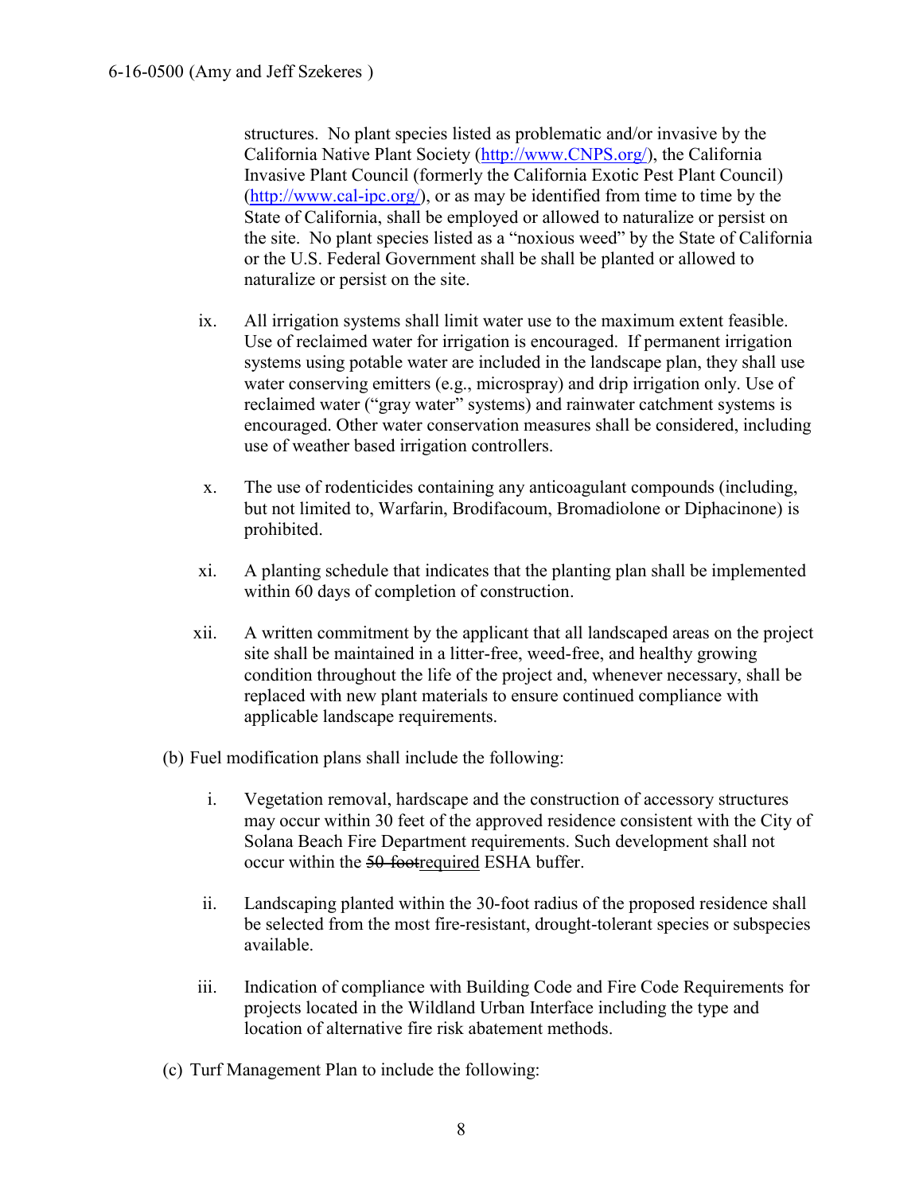structures. No plant species listed as problematic and/or invasive by the California Native Plant Society (http://www.CNPS.org/), the California Invasive Plant Council (formerly the California Exotic Pest Plant Council) (http://www.cal-ipc.org/), or as may be identified from time to time by the State of California, shall be employed or allowed to naturalize or persist on the site. No plant species listed as a "noxious weed" by the State of California or the U.S. Federal Government shall be shall be planted or allowed to naturalize or persist on the site.

ix. All irrigation systems shall limit water use to the maximum extent feasible. Use of reclaimed water for irrigation is encouraged. If permanent irrigation systems using potable water are included in the landscape plan, they shall use water conserving emitters (e.g., microspray) and drip irrigation only. Use of reclaimed water ("gray water" systems) and rainwater catchment systems is encouraged. Other water conservation measures shall be considered, including use of weather based irrigation controllers.

x. The use of rodenticides containing any anticoagulant compounds (including, but not limited to, Warfarin, Brodifacoum, Bromadiolone or Diphacinone) is prohibited.

xi. A planting schedule that indicates that the planting plan shall be implemented within 60 days of completion of construction.

xii. A written commitment by the applicant that all landscaped areas on the project site shall be maintained in a litter-free, weed-free, and healthy growing condition throughout the life of the project and, whenever necessary, shall be replaced with new plant materials to ensure continued compliance with applicable landscape requirements.

(b) Fuel modification plans shall include the following:

i. Vegetation removal, hardscape and the construction of accessory structures may occur within 30 feet of the approved residence consistent with the City of Solana Beach Fire Department requirements. Such development shall not occur within the ~~50-foot~~required ESHA buffer.

ii. Landscaping planted within the 30-foot radius of the proposed residence shall be selected from the most fire-resistant, drought-tolerant species or subspecies available.

iii. Indication of compliance with Building Code and Fire Code Requirements for projects located in the Wildland Urban Interface including the type and location of alternative fire risk abatement methods.

(c) Turf Management Plan to include the following: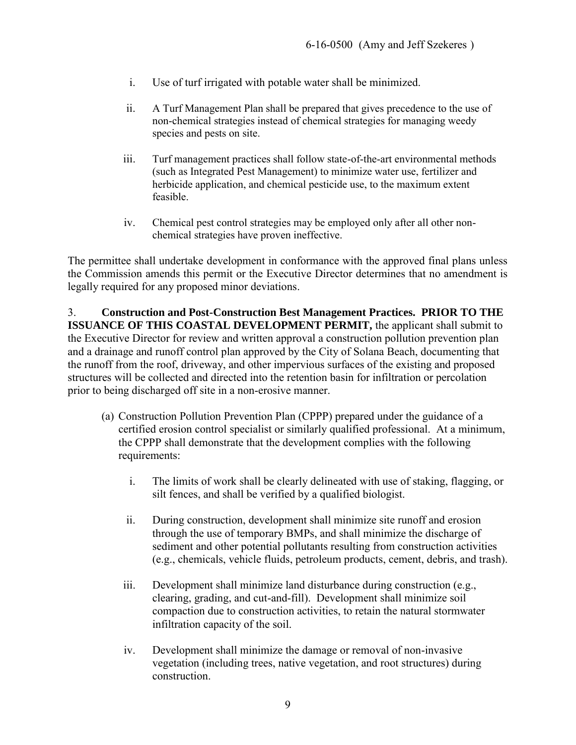i. Use of turf irrigated with potable water shall be minimized.

ii. A Turf Management Plan shall be prepared that gives precedence to the use of non-chemical strategies instead of chemical strategies for managing weedy species and pests on site.

iii. Turf management practices shall follow state-of-the-art environmental methods (such as Integrated Pest Management) to minimize water use, fertilizer and herbicide application, and chemical pesticide use, to the maximum extent feasible.

iv. Chemical pest control strategies may be employed only after all other non-chemical strategies have proven ineffective.

The permittee shall undertake development in conformance with the approved final plans unless the Commission amends this permit or the Executive Director determines that no amendment is legally required for any proposed minor deviations.

3. **Construction and Post-Construction Best Management Practices. PRIOR TO THE ISSUANCE OF THIS COASTAL DEVELOPMENT PERMIT,** the applicant shall submit to the Executive Director for review and written approval a construction pollution prevention plan and a drainage and runoff control plan approved by the City of Solana Beach, documenting that the runoff from the roof, driveway, and other impervious surfaces of the existing and proposed structures will be collected and directed into the retention basin for infiltration or percolation prior to being discharged off site in a non-erosive manner.

(a) Construction Pollution Prevention Plan (CPPP) prepared under the guidance of a certified erosion control specialist or similarly qualified professional. At a minimum, the CPPP shall demonstrate that the development complies with the following requirements:

i. The limits of work shall be clearly delineated with use of staking, flagging, or silt fences, and shall be verified by a qualified biologist.

ii. During construction, development shall minimize site runoff and erosion through the use of temporary BMPs, and shall minimize the discharge of sediment and other potential pollutants resulting from construction activities (e.g., chemicals, vehicle fluids, petroleum products, cement, debris, and trash).

iii. Development shall minimize land disturbance during construction (e.g., clearing, grading, and cut-and-fill). Development shall minimize soil compaction due to construction activities, to retain the natural stormwater infiltration capacity of the soil.

iv. Development shall minimize the damage or removal of non-invasive vegetation (including trees, native vegetation, and root structures) during construction.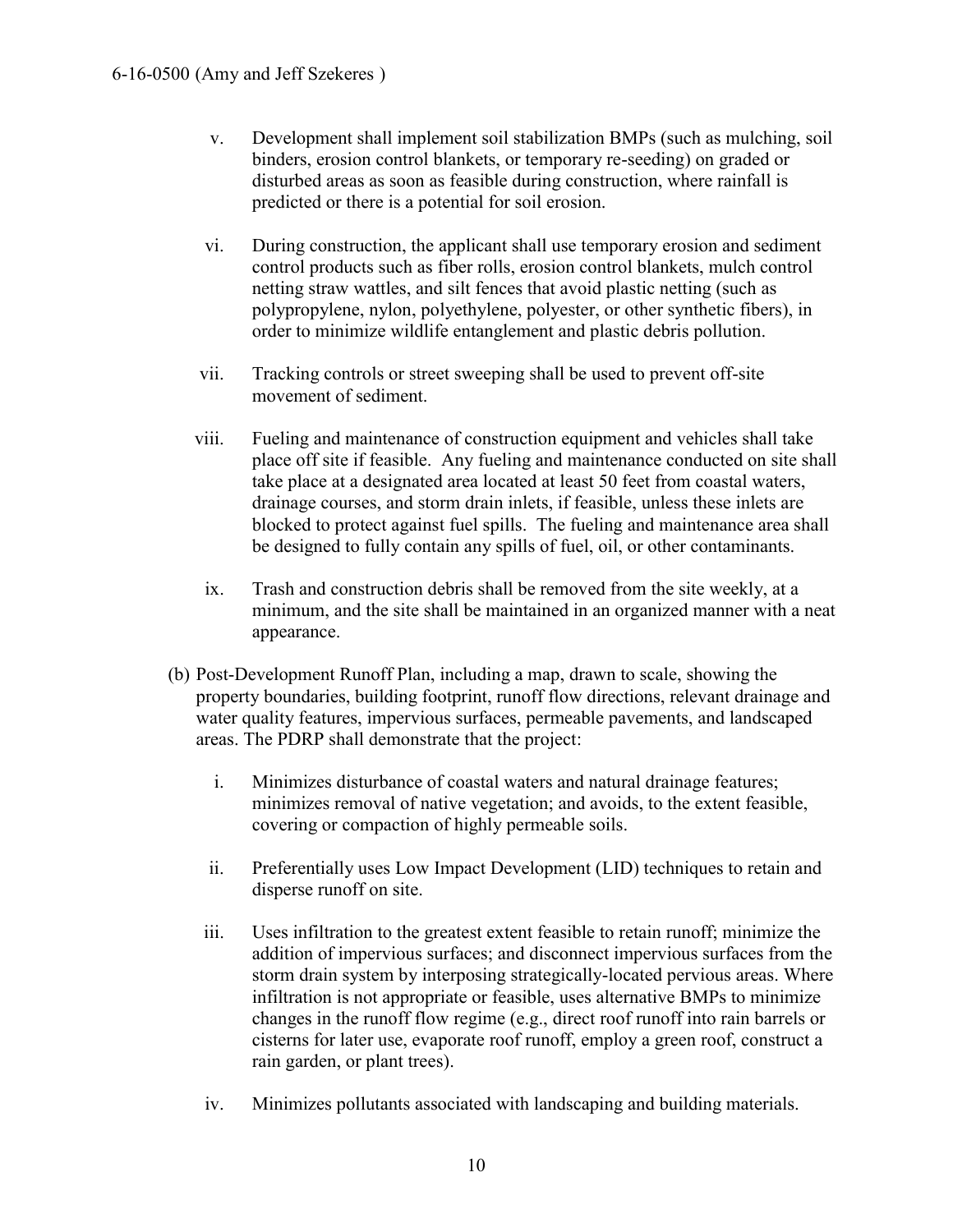v. Development shall implement soil stabilization BMPs (such as mulching, soil binders, erosion control blankets, or temporary re-seeding) on graded or disturbed areas as soon as feasible during construction, where rainfall is predicted or there is a potential for soil erosion.

vi. During construction, the applicant shall use temporary erosion and sediment control products such as fiber rolls, erosion control blankets, mulch control netting straw wattles, and silt fences that avoid plastic netting (such as polypropylene, nylon, polyethylene, polyester, or other synthetic fibers), in order to minimize wildlife entanglement and plastic debris pollution.

vii. Tracking controls or street sweeping shall be used to prevent off-site movement of sediment.

viii. Fueling and maintenance of construction equipment and vehicles shall take place off site if feasible. Any fueling and maintenance conducted on site shall take place at a designated area located at least 50 feet from coastal waters, drainage courses, and storm drain inlets, if feasible, unless these inlets are blocked to protect against fuel spills. The fueling and maintenance area shall be designed to fully contain any spills of fuel, oil, or other contaminants.

ix. Trash and construction debris shall be removed from the site weekly, at a minimum, and the site shall be maintained in an organized manner with a neat appearance.

(b) Post-Development Runoff Plan, including a map, drawn to scale, showing the property boundaries, building footprint, runoff flow directions, relevant drainage and water quality features, impervious surfaces, permeable pavements, and landscaped areas. The PDRP shall demonstrate that the project:

i. Minimizes disturbance of coastal waters and natural drainage features; minimizes removal of native vegetation; and avoids, to the extent feasible, covering or compaction of highly permeable soils.

ii. Preferentially uses Low Impact Development (LID) techniques to retain and disperse runoff on site.

iii. Uses infiltration to the greatest extent feasible to retain runoff; minimize the addition of impervious surfaces; and disconnect impervious surfaces from the storm drain system by interposing strategically-located pervious areas. Where infiltration is not appropriate or feasible, uses alternative BMPs to minimize changes in the runoff flow regime (e.g., direct roof runoff into rain barrels or cisterns for later use, evaporate roof runoff, employ a green roof, construct a rain garden, or plant trees).

iv. Minimizes pollutants associated with landscaping and building materials.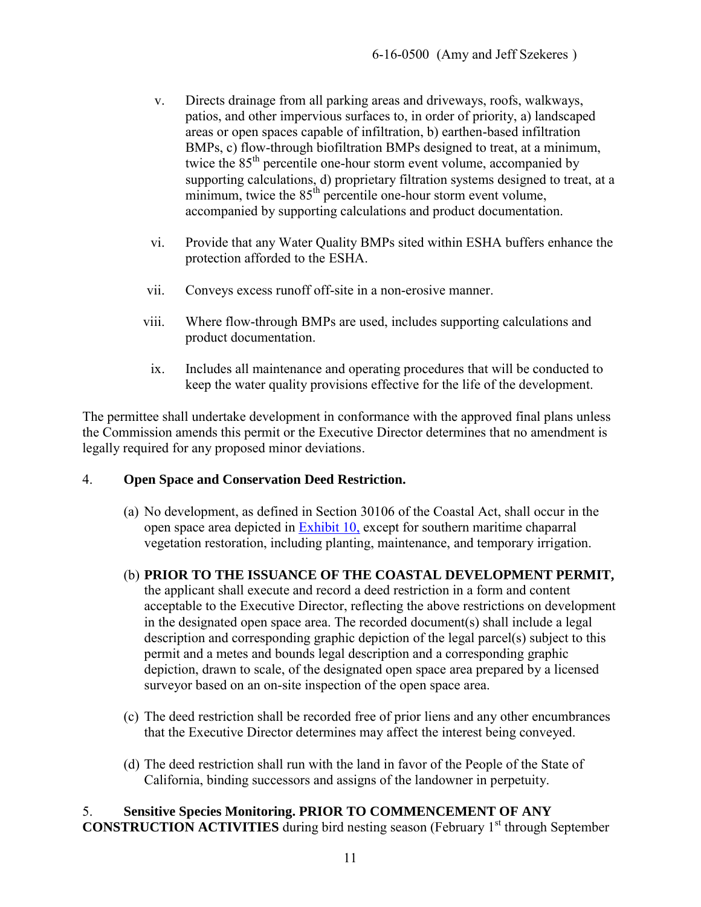v. Directs drainage from all parking areas and driveways, roofs, walkways, patios, and other impervious surfaces to, in order of priority, a) landscaped areas or open spaces capable of infiltration, b) earthen-based infiltration BMPs, c) flow-through biofiltration BMPs designed to treat, at a minimum, twice the 85$^{th}$ percentile one-hour storm event volume, accompanied by supporting calculations, d) proprietary filtration systems designed to treat, at a minimum, twice the 85$^{th}$ percentile one-hour storm event volume, accompanied by supporting calculations and product documentation.

vi. Provide that any Water Quality BMPs sited within ESHA buffers enhance the protection afforded to the ESHA.

vii. Conveys excess runoff off-site in a non-erosive manner.

viii. Where flow-through BMPs are used, includes supporting calculations and product documentation.

ix. Includes all maintenance and operating procedures that will be conducted to keep the water quality provisions effective for the life of the development.

The permittee shall undertake development in conformance with the approved final plans unless the Commission amends this permit or the Executive Director determines that no amendment is legally required for any proposed minor deviations.

4. **Open Space and Conservation Deed Restriction.**

(a) No development, as defined in Section 30106 of the Coastal Act, shall occur in the open space area depicted in Exhibit 10, except for southern maritime chaparral vegetation restoration, including planting, maintenance, and temporary irrigation.

(b) **PRIOR TO THE ISSUANCE OF THE COASTAL DEVELOPMENT PERMIT,** the applicant shall execute and record a deed restriction in a form and content acceptable to the Executive Director, reflecting the above restrictions on development in the designated open space area. The recorded document(s) shall include a legal description and corresponding graphic depiction of the legal parcel(s) subject to this permit and a metes and bounds legal description and a corresponding graphic depiction, drawn to scale, of the designated open space area prepared by a licensed surveyor based on an on-site inspection of the open space area.

(c) The deed restriction shall be recorded free of prior liens and any other encumbrances that the Executive Director determines may affect the interest being conveyed.

(d) The deed restriction shall run with the land in favor of the People of the State of California, binding successors and assigns of the landowner in perpetuity.

5. **Sensitive Species Monitoring. PRIOR TO COMMENCEMENT OF ANY CONSTRUCTION ACTIVITIES** during bird nesting season (February 1$^{st}$ through September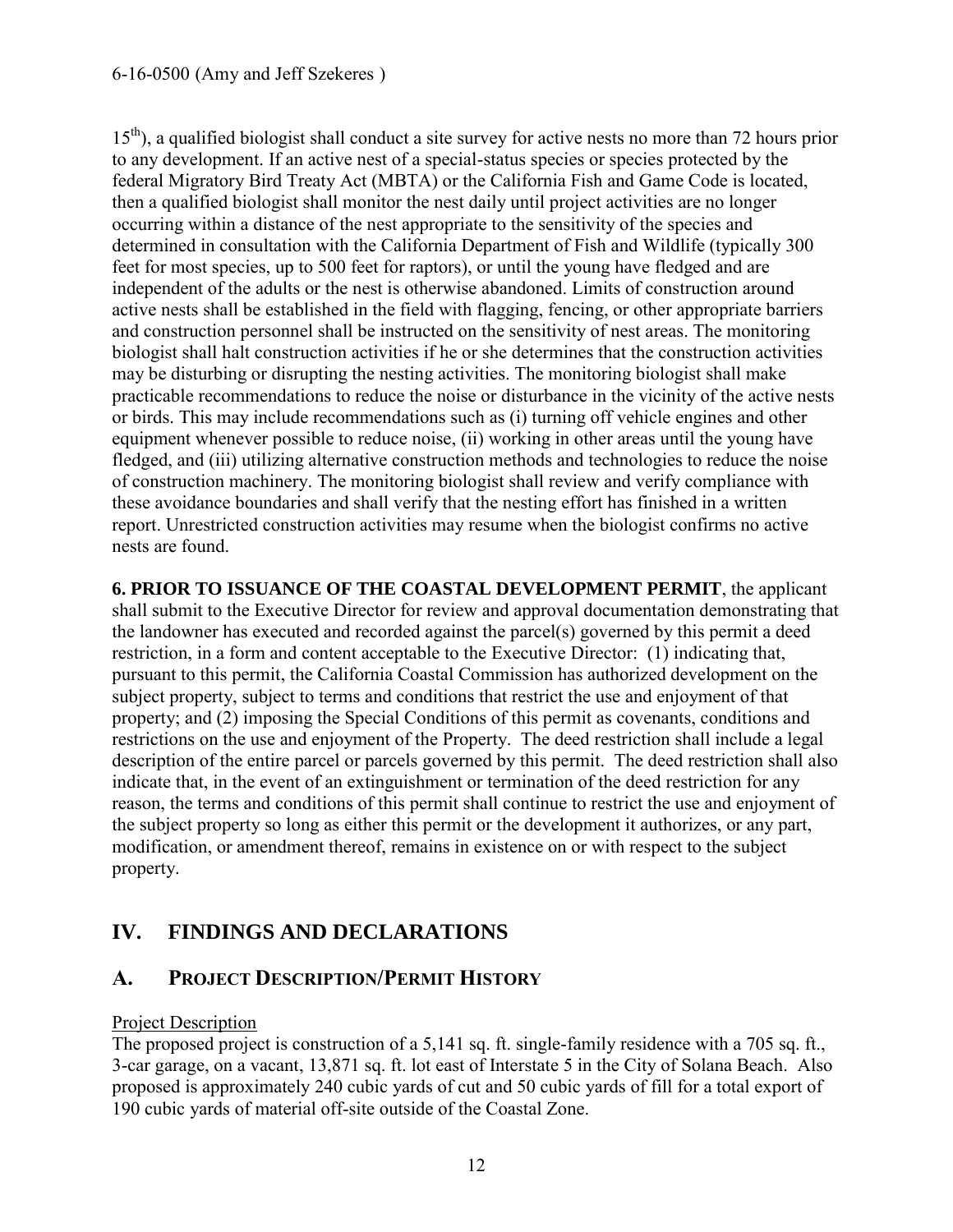15th), a qualified biologist shall conduct a site survey for active nests no more than 72 hours prior to any development. If an active nest of a special-status species or species protected by the federal Migratory Bird Treaty Act (MBTA) or the California Fish and Game Code is located, then a qualified biologist shall monitor the nest daily until project activities are no longer occurring within a distance of the nest appropriate to the sensitivity of the species and determined in consultation with the California Department of Fish and Wildlife (typically 300 feet for most species, up to 500 feet for raptors), or until the young have fledged and are independent of the adults or the nest is otherwise abandoned. Limits of construction around active nests shall be established in the field with flagging, fencing, or other appropriate barriers and construction personnel shall be instructed on the sensitivity of nest areas. The monitoring biologist shall halt construction activities if he or she determines that the construction activities may be disturbing or disrupting the nesting activities. The monitoring biologist shall make practicable recommendations to reduce the noise or disturbance in the vicinity of the active nests or birds. This may include recommendations such as (i) turning off vehicle engines and other equipment whenever possible to reduce noise, (ii) working in other areas until the young have fledged, and (iii) utilizing alternative construction methods and technologies to reduce the noise of construction machinery. The monitoring biologist shall review and verify compliance with these avoidance boundaries and shall verify that the nesting effort has finished in a written report. Unrestricted construction activities may resume when the biologist confirms no active nests are found.

**6. PRIOR TO ISSUANCE OF THE COASTAL DEVELOPMENT PERMIT**, the applicant shall submit to the Executive Director for review and approval documentation demonstrating that the landowner has executed and recorded against the parcel(s) governed by this permit a deed restriction, in a form and content acceptable to the Executive Director: (1) indicating that, pursuant to this permit, the California Coastal Commission has authorized development on the subject property, subject to terms and conditions that restrict the use and enjoyment of that property; and (2) imposing the Special Conditions of this permit as covenants, conditions and restrictions on the use and enjoyment of the Property. The deed restriction shall include a legal description of the entire parcel or parcels governed by this permit. The deed restriction shall also indicate that, in the event of an extinguishment or termination of the deed restriction for any reason, the terms and conditions of this permit shall continue to restrict the use and enjoyment of the subject property so long as either this permit or the development it authorizes, or any part, modification, or amendment thereof, remains in existence on or with respect to the subject property.

# IV. FINDINGS AND DECLARATIONS

## A. PROJECT DESCRIPTION/PERMIT HISTORY

Project Description

The proposed project is construction of a 5,141 sq. ft. single-family residence with a 705 sq. ft., 3-car garage, on a vacant, 13,871 sq. ft. lot east of Interstate 5 in the City of Solana Beach. Also proposed is approximately 240 cubic yards of cut and 50 cubic yards of fill for a total export of 190 cubic yards of material off-site outside of the Coastal Zone.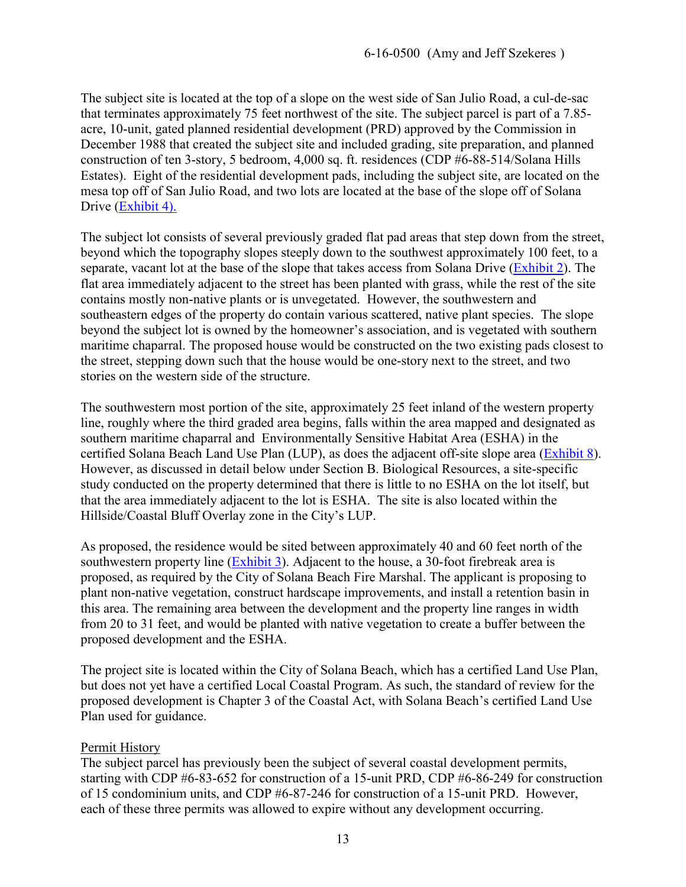The subject site is located at the top of a slope on the west side of San Julio Road, a cul-de-sac that terminates approximately 75 feet northwest of the site. The subject parcel is part of a 7.85-acre, 10-unit, gated planned residential development (PRD) approved by the Commission in December 1988 that created the subject site and included grading, site preparation, and planned construction of ten 3-story, 5 bedroom, 4,000 sq. ft. residences (CDP #6-88-514/Solana Hills Estates). Eight of the residential development pads, including the subject site, are located on the mesa top off of San Julio Road, and two lots are located at the base of the slope off of Solana Drive (Exhibit 4).

The subject lot consists of several previously graded flat pad areas that step down from the street, beyond which the topography slopes steeply down to the southwest approximately 100 feet, to a separate, vacant lot at the base of the slope that takes access from Solana Drive (Exhibit 2). The flat area immediately adjacent to the street has been planted with grass, while the rest of the site contains mostly non-native plants or is unvegetated. However, the southwestern and southeastern edges of the property do contain various scattered, native plant species. The slope beyond the subject lot is owned by the homeowner's association, and is vegetated with southern maritime chaparral. The proposed house would be constructed on the two existing pads closest to the street, stepping down such that the house would be one-story next to the street, and two stories on the western side of the structure.

The southwestern most portion of the site, approximately 25 feet inland of the western property line, roughly where the third graded area begins, falls within the area mapped and designated as southern maritime chaparral and Environmentally Sensitive Habitat Area (ESHA) in the certified Solana Beach Land Use Plan (LUP), as does the adjacent off-site slope area (Exhibit 8). However, as discussed in detail below under Section B. Biological Resources, a site-specific study conducted on the property determined that there is little to no ESHA on the lot itself, but that the area immediately adjacent to the lot is ESHA. The site is also located within the Hillside/Coastal Bluff Overlay zone in the City's LUP.

As proposed, the residence would be sited between approximately 40 and 60 feet north of the southwestern property line (Exhibit 3). Adjacent to the house, a 30-foot firebreak area is proposed, as required by the City of Solana Beach Fire Marshal. The applicant is proposing to plant non-native vegetation, construct hardscape improvements, and install a retention basin in this area. The remaining area between the development and the property line ranges in width from 20 to 31 feet, and would be planted with native vegetation to create a buffer between the proposed development and the ESHA.

The project site is located within the City of Solana Beach, which has a certified Land Use Plan, but does not yet have a certified Local Coastal Program. As such, the standard of review for the proposed development is Chapter 3 of the Coastal Act, with Solana Beach's certified Land Use Plan used for guidance.

Permit History

The subject parcel has previously been the subject of several coastal development permits, starting with CDP #6-83-652 for construction of a 15-unit PRD, CDP #6-86-249 for construction of 15 condominium units, and CDP #6-87-246 for construction of a 15-unit PRD. However, each of these three permits was allowed to expire without any development occurring.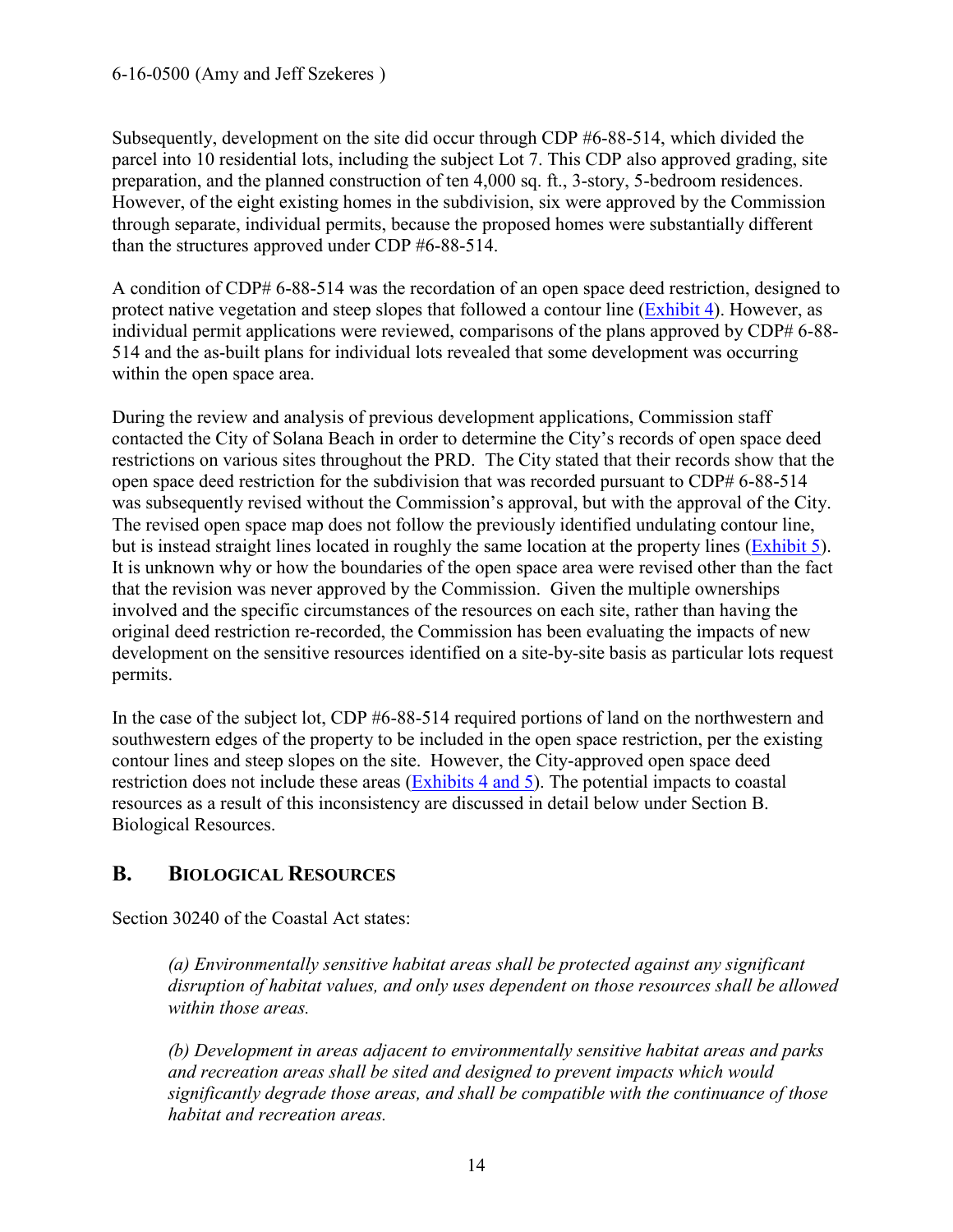Subsequently, development on the site did occur through CDP #6-88-514, which divided the parcel into 10 residential lots, including the subject Lot 7. This CDP also approved grading, site preparation, and the planned construction of ten 4,000 sq. ft., 3-story, 5-bedroom residences. However, of the eight existing homes in the subdivision, six were approved by the Commission through separate, individual permits, because the proposed homes were substantially different than the structures approved under CDP #6-88-514.

A condition of CDP# 6-88-514 was the recordation of an open space deed restriction, designed to protect native vegetation and steep slopes that followed a contour line (Exhibit 4). However, as individual permit applications were reviewed, comparisons of the plans approved by CDP# 6-88-514 and the as-built plans for individual lots revealed that some development was occurring within the open space area.

During the review and analysis of previous development applications, Commission staff contacted the City of Solana Beach in order to determine the City's records of open space deed restrictions on various sites throughout the PRD. The City stated that their records show that the open space deed restriction for the subdivision that was recorded pursuant to CDP# 6-88-514 was subsequently revised without the Commission's approval, but with the approval of the City. The revised open space map does not follow the previously identified undulating contour line, but is instead straight lines located in roughly the same location at the property lines (Exhibit 5). It is unknown why or how the boundaries of the open space area were revised other than the fact that the revision was never approved by the Commission. Given the multiple ownerships involved and the specific circumstances of the resources on each site, rather than having the original deed restriction re-recorded, the Commission has been evaluating the impacts of new development on the sensitive resources identified on a site-by-site basis as particular lots request permits.

In the case of the subject lot, CDP #6-88-514 required portions of land on the northwestern and southwestern edges of the property to be included in the open space restriction, per the existing contour lines and steep slopes on the site. However, the City-approved open space deed restriction does not include these areas (Exhibits 4 and 5). The potential impacts to coastal resources as a result of this inconsistency are discussed in detail below under Section B. Biological Resources.

## B. BIOLOGICAL RESOURCES

Section 30240 of the Coastal Act states:

> *(a) Environmentally sensitive habitat areas shall be protected against any significant disruption of habitat values, and only uses dependent on those resources shall be allowed within those areas.*
>
> *(b) Development in areas adjacent to environmentally sensitive habitat areas and parks and recreation areas shall be sited and designed to prevent impacts which would significantly degrade those areas, and shall be compatible with the continuance of those habitat and recreation areas.*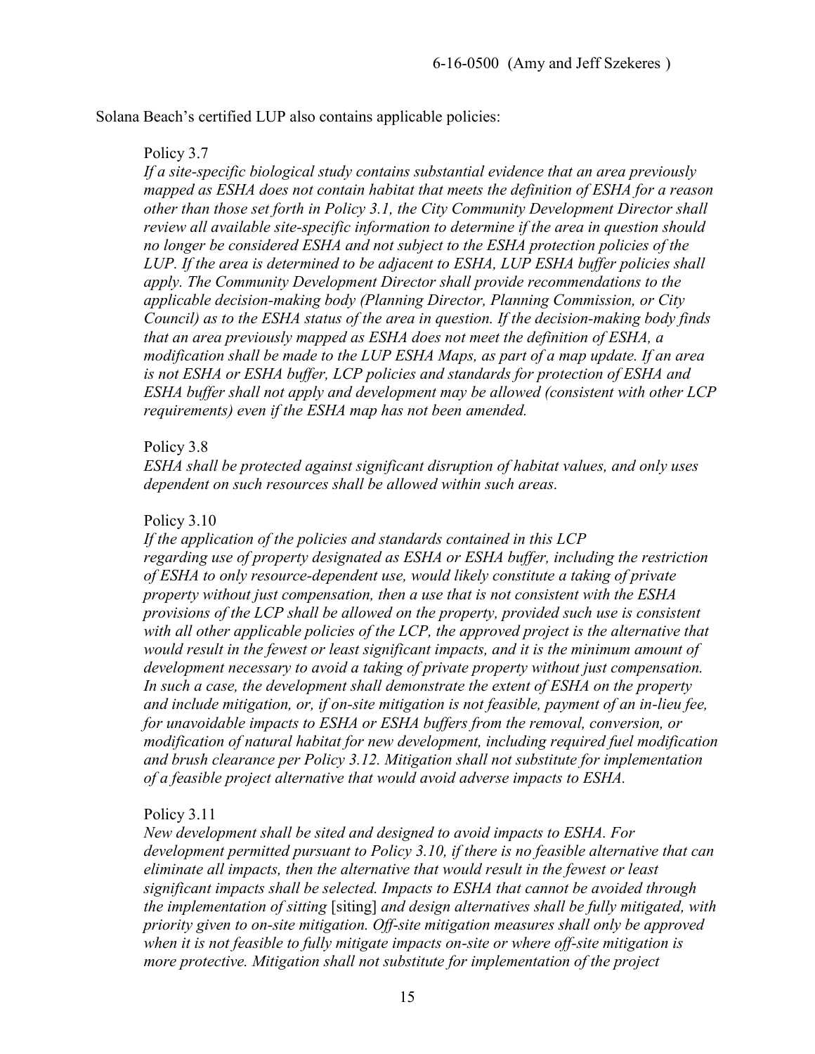Solana Beach's certified LUP also contains applicable policies:

Policy 3.7

*If a site-specific biological study contains substantial evidence that an area previously mapped as ESHA does not contain habitat that meets the definition of ESHA for a reason other than those set forth in Policy 3.1, the City Community Development Director shall review all available site-specific information to determine if the area in question should no longer be considered ESHA and not subject to the ESHA protection policies of the LUP. If the area is determined to be adjacent to ESHA, LUP ESHA buffer policies shall apply. The Community Development Director shall provide recommendations to the applicable decision-making body (Planning Director, Planning Commission, or City Council) as to the ESHA status of the area in question. If the decision-making body finds that an area previously mapped as ESHA does not meet the definition of ESHA, a modification shall be made to the LUP ESHA Maps, as part of a map update. If an area is not ESHA or ESHA buffer, LCP policies and standards for protection of ESHA and ESHA buffer shall not apply and development may be allowed (consistent with other LCP requirements) even if the ESHA map has not been amended.*

Policy 3.8

*ESHA shall be protected against significant disruption of habitat values, and only uses dependent on such resources shall be allowed within such areas.*

Policy 3.10

*If the application of the policies and standards contained in this LCP regarding use of property designated as ESHA or ESHA buffer, including the restriction of ESHA to only resource-dependent use, would likely constitute a taking of private property without just compensation, then a use that is not consistent with the ESHA provisions of the LCP shall be allowed on the property, provided such use is consistent with all other applicable policies of the LCP, the approved project is the alternative that would result in the fewest or least significant impacts, and it is the minimum amount of development necessary to avoid a taking of private property without just compensation. In such a case, the development shall demonstrate the extent of ESHA on the property and include mitigation, or, if on-site mitigation is not feasible, payment of an in-lieu fee, for unavoidable impacts to ESHA or ESHA buffers from the removal, conversion, or modification of natural habitat for new development, including required fuel modification and brush clearance per Policy 3.12. Mitigation shall not substitute for implementation of a feasible project alternative that would avoid adverse impacts to ESHA.*

Policy 3.11

*New development shall be sited and designed to avoid impacts to ESHA. For development permitted pursuant to Policy 3.10, if there is no feasible alternative that can eliminate all impacts, then the alternative that would result in the fewest or least significant impacts shall be selected. Impacts to ESHA that cannot be avoided through the implementation of sitting* [siting] *and design alternatives shall be fully mitigated, with priority given to on-site mitigation. Off-site mitigation measures shall only be approved when it is not feasible to fully mitigate impacts on-site or where off-site mitigation is more protective. Mitigation shall not substitute for implementation of the project*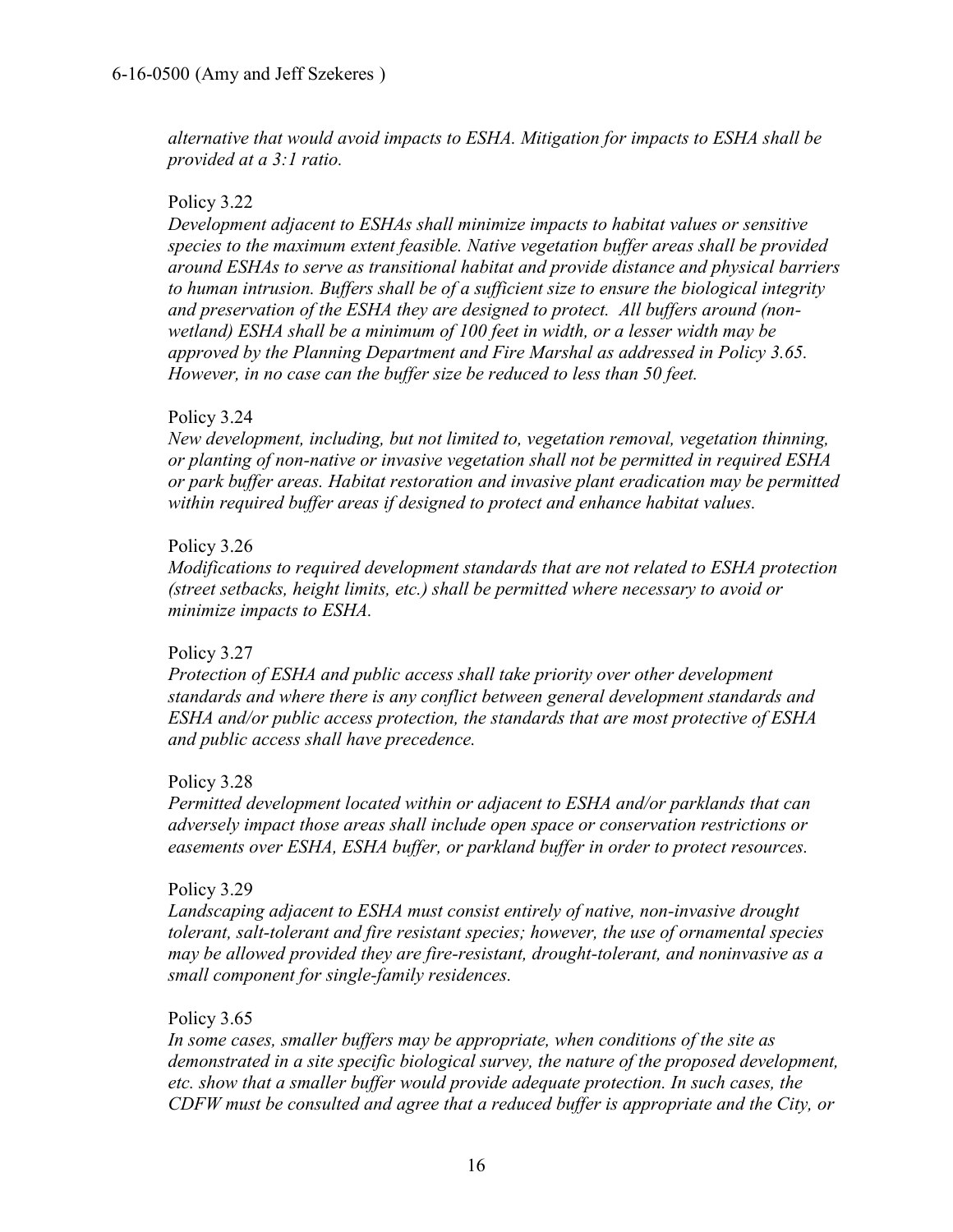*alternative that would avoid impacts to ESHA. Mitigation for impacts to ESHA shall be provided at a 3:1 ratio.*

Policy 3.22

*Development adjacent to ESHAs shall minimize impacts to habitat values or sensitive species to the maximum extent feasible. Native vegetation buffer areas shall be provided around ESHAs to serve as transitional habitat and provide distance and physical barriers to human intrusion. Buffers shall be of a sufficient size to ensure the biological integrity and preservation of the ESHA they are designed to protect. All buffers around (non-wetland) ESHA shall be a minimum of 100 feet in width, or a lesser width may be approved by the Planning Department and Fire Marshal as addressed in Policy 3.65. However, in no case can the buffer size be reduced to less than 50 feet.*

Policy 3.24

*New development, including, but not limited to, vegetation removal, vegetation thinning, or planting of non-native or invasive vegetation shall not be permitted in required ESHA or park buffer areas. Habitat restoration and invasive plant eradication may be permitted within required buffer areas if designed to protect and enhance habitat values.*

Policy 3.26

*Modifications to required development standards that are not related to ESHA protection (street setbacks, height limits, etc.) shall be permitted where necessary to avoid or minimize impacts to ESHA.*

Policy 3.27

*Protection of ESHA and public access shall take priority over other development standards and where there is any conflict between general development standards and ESHA and/or public access protection, the standards that are most protective of ESHA and public access shall have precedence.*

Policy 3.28

*Permitted development located within or adjacent to ESHA and/or parklands that can adversely impact those areas shall include open space or conservation restrictions or easements over ESHA, ESHA buffer, or parkland buffer in order to protect resources.*

Policy 3.29

*Landscaping adjacent to ESHA must consist entirely of native, non-invasive drought tolerant, salt-tolerant and fire resistant species; however, the use of ornamental species may be allowed provided they are fire-resistant, drought-tolerant, and noninvasive as a small component for single-family residences.*

Policy 3.65

*In some cases, smaller buffers may be appropriate, when conditions of the site as demonstrated in a site specific biological survey, the nature of the proposed development, etc. show that a smaller buffer would provide adequate protection. In such cases, the CDFW must be consulted and agree that a reduced buffer is appropriate and the City, or*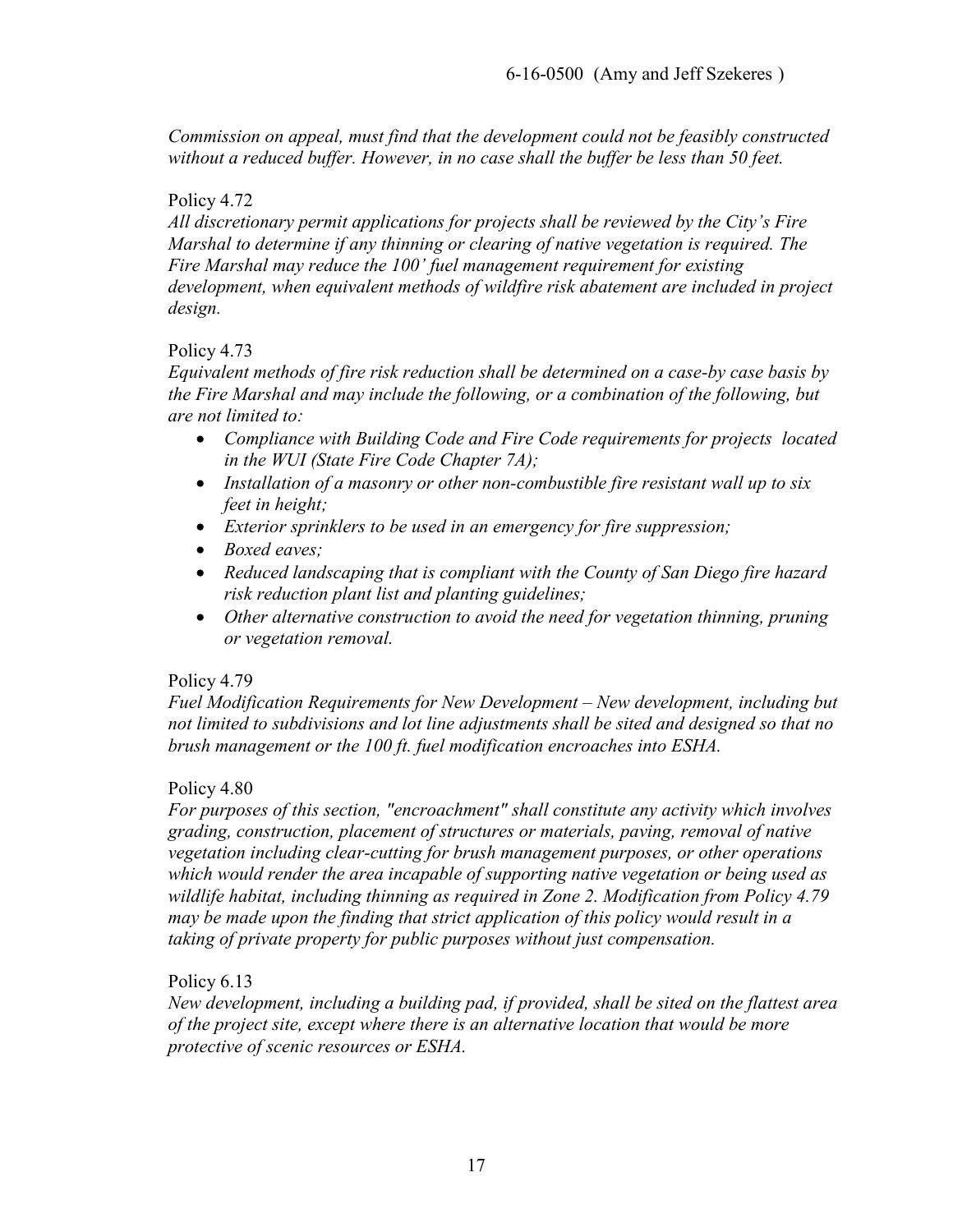*Commission on appeal, must find that the development could not be feasibly constructed without a reduced buffer. However, in no case shall the buffer be less than 50 feet.*

Policy 4.72

*All discretionary permit applications for projects shall be reviewed by the City's Fire Marshal to determine if any thinning or clearing of native vegetation is required. The Fire Marshal may reduce the 100' fuel management requirement for existing development, when equivalent methods of wildfire risk abatement are included in project design.*

Policy 4.73

*Equivalent methods of fire risk reduction shall be determined on a case-by case basis by the Fire Marshal and may include the following, or a combination of the following, but are not limited to:*

- *Compliance with Building Code and Fire Code requirements for projects located in the WUI (State Fire Code Chapter 7A);*
- *Installation of a masonry or other non-combustible fire resistant wall up to six feet in height;*
- *Exterior sprinklers to be used in an emergency for fire suppression;*
- *Boxed eaves;*
- *Reduced landscaping that is compliant with the County of San Diego fire hazard risk reduction plant list and planting guidelines;*
- *Other alternative construction to avoid the need for vegetation thinning, pruning or vegetation removal.*

Policy 4.79

*Fuel Modification Requirements for New Development – New development, including but not limited to subdivisions and lot line adjustments shall be sited and designed so that no brush management or the 100 ft. fuel modification encroaches into ESHA.*

Policy 4.80

*For purposes of this section, "encroachment" shall constitute any activity which involves grading, construction, placement of structures or materials, paving, removal of native vegetation including clear-cutting for brush management purposes, or other operations which would render the area incapable of supporting native vegetation or being used as wildlife habitat, including thinning as required in Zone 2. Modification from Policy 4.79 may be made upon the finding that strict application of this policy would result in a taking of private property for public purposes without just compensation.*

Policy 6.13

*New development, including a building pad, if provided, shall be sited on the flattest area of the project site, except where there is an alternative location that would be more protective of scenic resources or ESHA.*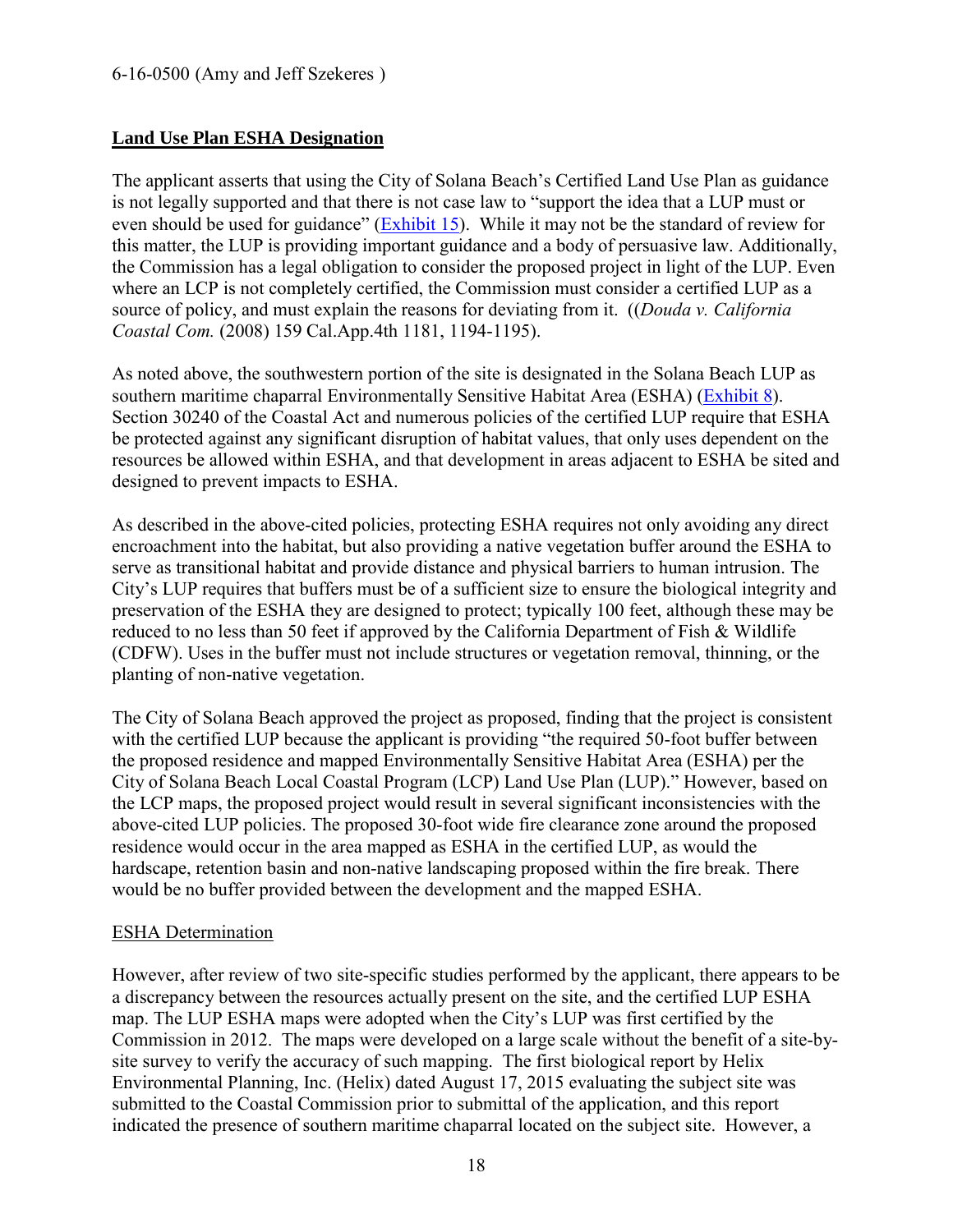**Land Use Plan ESHA Designation**

The applicant asserts that using the City of Solana Beach's Certified Land Use Plan as guidance is not legally supported and that there is not case law to "support the idea that a LUP must or even should be used for guidance" (Exhibit 15). While it may not be the standard of review for this matter, the LUP is providing important guidance and a body of persuasive law. Additionally, the Commission has a legal obligation to consider the proposed project in light of the LUP. Even where an LCP is not completely certified, the Commission must consider a certified LUP as a source of policy, and must explain the reasons for deviating from it. ((*Douda v. California Coastal Com.* (2008) 159 Cal.App.4th 1181, 1194-1195).

As noted above, the southwestern portion of the site is designated in the Solana Beach LUP as southern maritime chaparral Environmentally Sensitive Habitat Area (ESHA) (Exhibit 8). Section 30240 of the Coastal Act and numerous policies of the certified LUP require that ESHA be protected against any significant disruption of habitat values, that only uses dependent on the resources be allowed within ESHA, and that development in areas adjacent to ESHA be sited and designed to prevent impacts to ESHA.

As described in the above-cited policies, protecting ESHA requires not only avoiding any direct encroachment into the habitat, but also providing a native vegetation buffer around the ESHA to serve as transitional habitat and provide distance and physical barriers to human intrusion. The City's LUP requires that buffers must be of a sufficient size to ensure the biological integrity and preservation of the ESHA they are designed to protect; typically 100 feet, although these may be reduced to no less than 50 feet if approved by the California Department of Fish & Wildlife (CDFW). Uses in the buffer must not include structures or vegetation removal, thinning, or the planting of non-native vegetation.

The City of Solana Beach approved the project as proposed, finding that the project is consistent with the certified LUP because the applicant is providing "the required 50-foot buffer between the proposed residence and mapped Environmentally Sensitive Habitat Area (ESHA) per the City of Solana Beach Local Coastal Program (LCP) Land Use Plan (LUP)." However, based on the LCP maps, the proposed project would result in several significant inconsistencies with the above-cited LUP policies. The proposed 30-foot wide fire clearance zone around the proposed residence would occur in the area mapped as ESHA in the certified LUP, as would the hardscape, retention basin and non-native landscaping proposed within the fire break. There would be no buffer provided between the development and the mapped ESHA.

ESHA Determination

However, after review of two site-specific studies performed by the applicant, there appears to be a discrepancy between the resources actually present on the site, and the certified LUP ESHA map. The LUP ESHA maps were adopted when the City's LUP was first certified by the Commission in 2012. The maps were developed on a large scale without the benefit of a site-by-site survey to verify the accuracy of such mapping. The first biological report by Helix Environmental Planning, Inc. (Helix) dated August 17, 2015 evaluating the subject site was submitted to the Coastal Commission prior to submittal of the application, and this report indicated the presence of southern maritime chaparral located on the subject site. However, a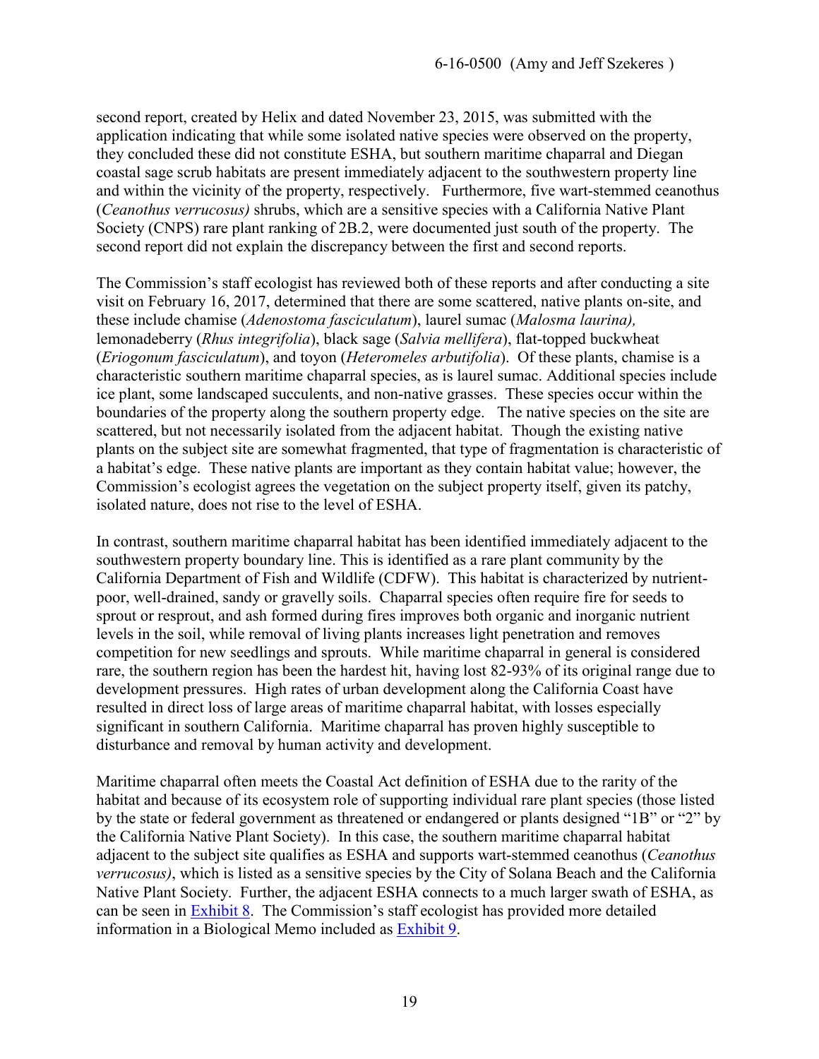second report, created by Helix and dated November 23, 2015, was submitted with the application indicating that while some isolated native species were observed on the property, they concluded these did not constitute ESHA, but southern maritime chaparral and Diegan coastal sage scrub habitats are present immediately adjacent to the southwestern property line and within the vicinity of the property, respectively. Furthermore, five wart-stemmed ceanothus (*Ceanothus verrucosus)* shrubs, which are a sensitive species with a California Native Plant Society (CNPS) rare plant ranking of 2B.2, were documented just south of the property. The second report did not explain the discrepancy between the first and second reports.

The Commission's staff ecologist has reviewed both of these reports and after conducting a site visit on February 16, 2017, determined that there are some scattered, native plants on-site, and these include chamise (*Adenostoma fasciculatum*), laurel sumac (*Malosma laurina),* lemonadeberry (*Rhus integrifolia*), black sage (*Salvia mellifera*), flat-topped buckwheat (*Eriogonum fasciculatum*), and toyon (*Heteromeles arbutifolia*). Of these plants, chamise is a characteristic southern maritime chaparral species, as is laurel sumac. Additional species include ice plant, some landscaped succulents, and non-native grasses. These species occur within the boundaries of the property along the southern property edge. The native species on the site are scattered, but not necessarily isolated from the adjacent habitat. Though the existing native plants on the subject site are somewhat fragmented, that type of fragmentation is characteristic of a habitat's edge. These native plants are important as they contain habitat value; however, the Commission's ecologist agrees the vegetation on the subject property itself, given its patchy, isolated nature, does not rise to the level of ESHA.

In contrast, southern maritime chaparral habitat has been identified immediately adjacent to the southwestern property boundary line. This is identified as a rare plant community by the California Department of Fish and Wildlife (CDFW). This habitat is characterized by nutrient-poor, well-drained, sandy or gravelly soils. Chaparral species often require fire for seeds to sprout or resprout, and ash formed during fires improves both organic and inorganic nutrient levels in the soil, while removal of living plants increases light penetration and removes competition for new seedlings and sprouts. While maritime chaparral in general is considered rare, the southern region has been the hardest hit, having lost 82-93% of its original range due to development pressures. High rates of urban development along the California Coast have resulted in direct loss of large areas of maritime chaparral habitat, with losses especially significant in southern California. Maritime chaparral has proven highly susceptible to disturbance and removal by human activity and development.

Maritime chaparral often meets the Coastal Act definition of ESHA due to the rarity of the habitat and because of its ecosystem role of supporting individual rare plant species (those listed by the state or federal government as threatened or endangered or plants designed "1B" or "2" by the California Native Plant Society). In this case, the southern maritime chaparral habitat adjacent to the subject site qualifies as ESHA and supports wart-stemmed ceanothus (*Ceanothus verrucosus)*, which is listed as a sensitive species by the City of Solana Beach and the California Native Plant Society. Further, the adjacent ESHA connects to a much larger swath of ESHA, as can be seen in Exhibit 8. The Commission's staff ecologist has provided more detailed information in a Biological Memo included as Exhibit 9.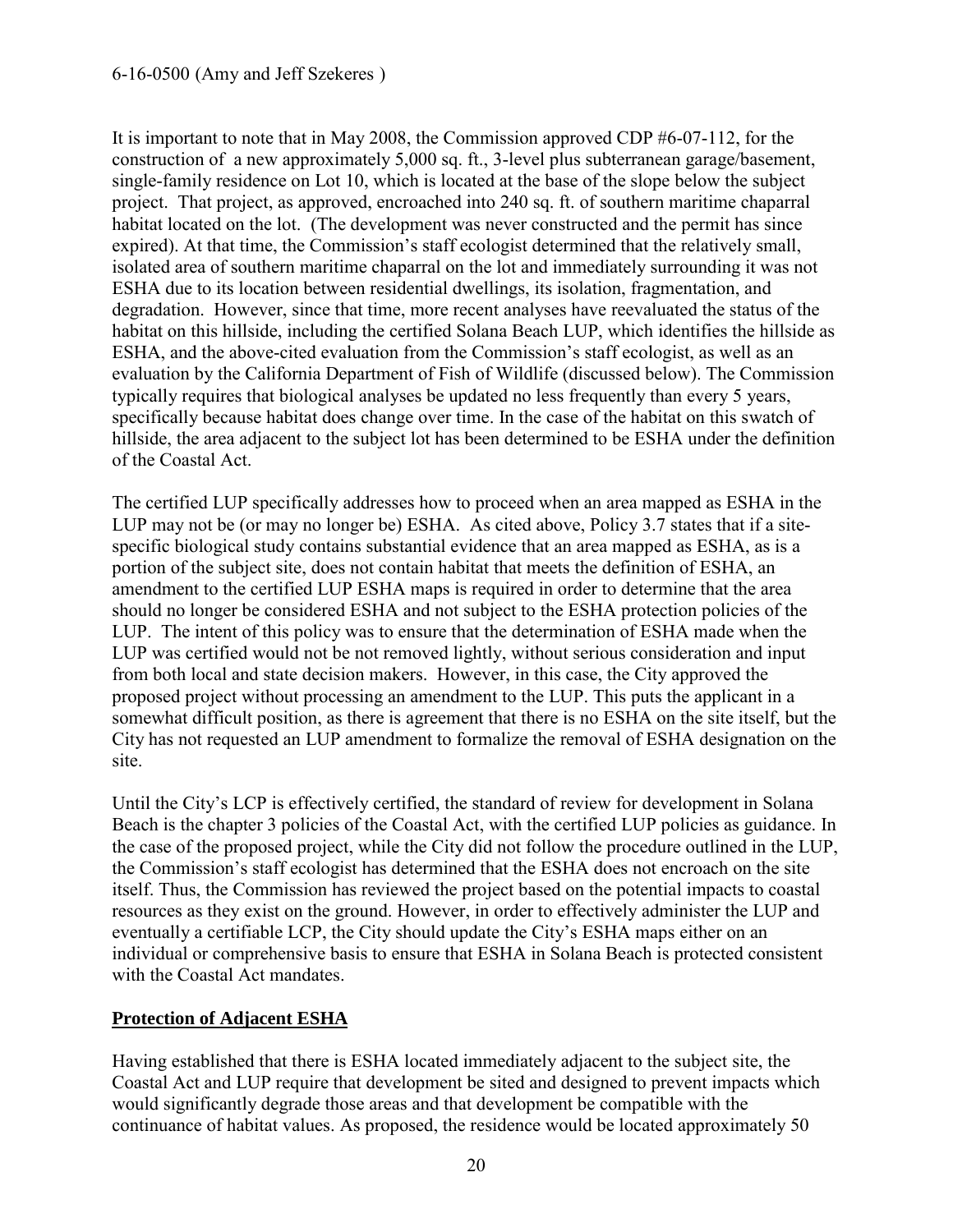It is important to note that in May 2008, the Commission approved CDP #6-07-112, for the construction of a new approximately 5,000 sq. ft., 3-level plus subterranean garage/basement, single-family residence on Lot 10, which is located at the base of the slope below the subject project. That project, as approved, encroached into 240 sq. ft. of southern maritime chaparral habitat located on the lot. (The development was never constructed and the permit has since expired). At that time, the Commission's staff ecologist determined that the relatively small, isolated area of southern maritime chaparral on the lot and immediately surrounding it was not ESHA due to its location between residential dwellings, its isolation, fragmentation, and degradation. However, since that time, more recent analyses have reevaluated the status of the habitat on this hillside, including the certified Solana Beach LUP, which identifies the hillside as ESHA, and the above-cited evaluation from the Commission's staff ecologist, as well as an evaluation by the California Department of Fish of Wildlife (discussed below). The Commission typically requires that biological analyses be updated no less frequently than every 5 years, specifically because habitat does change over time. In the case of the habitat on this swatch of hillside, the area adjacent to the subject lot has been determined to be ESHA under the definition of the Coastal Act.

The certified LUP specifically addresses how to proceed when an area mapped as ESHA in the LUP may not be (or may no longer be) ESHA. As cited above, Policy 3.7 states that if a site-specific biological study contains substantial evidence that an area mapped as ESHA, as is a portion of the subject site, does not contain habitat that meets the definition of ESHA, an amendment to the certified LUP ESHA maps is required in order to determine that the area should no longer be considered ESHA and not subject to the ESHA protection policies of the LUP. The intent of this policy was to ensure that the determination of ESHA made when the LUP was certified would not be not removed lightly, without serious consideration and input from both local and state decision makers. However, in this case, the City approved the proposed project without processing an amendment to the LUP. This puts the applicant in a somewhat difficult position, as there is agreement that there is no ESHA on the site itself, but the City has not requested an LUP amendment to formalize the removal of ESHA designation on the site.

Until the City's LCP is effectively certified, the standard of review for development in Solana Beach is the chapter 3 policies of the Coastal Act, with the certified LUP policies as guidance. In the case of the proposed project, while the City did not follow the procedure outlined in the LUP, the Commission's staff ecologist has determined that the ESHA does not encroach on the site itself. Thus, the Commission has reviewed the project based on the potential impacts to coastal resources as they exist on the ground. However, in order to effectively administer the LUP and eventually a certifiable LCP, the City should update the City's ESHA maps either on an individual or comprehensive basis to ensure that ESHA in Solana Beach is protected consistent with the Coastal Act mandates.

**Protection of Adjacent ESHA**

Having established that there is ESHA located immediately adjacent to the subject site, the Coastal Act and LUP require that development be sited and designed to prevent impacts which would significantly degrade those areas and that development be compatible with the continuance of habitat values. As proposed, the residence would be located approximately 50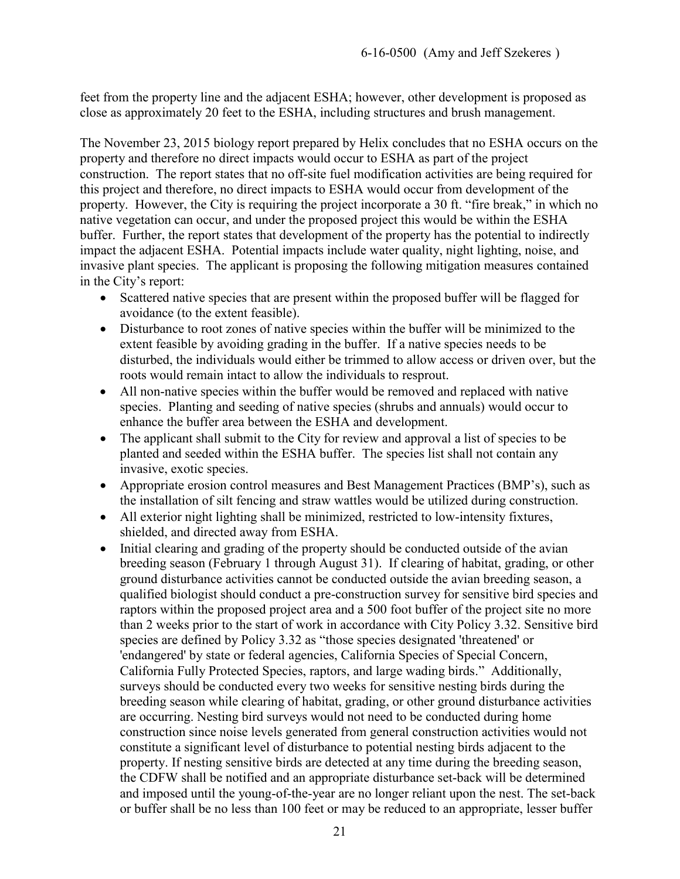feet from the property line and the adjacent ESHA; however, other development is proposed as close as approximately 20 feet to the ESHA, including structures and brush management.

The November 23, 2015 biology report prepared by Helix concludes that no ESHA occurs on the property and therefore no direct impacts would occur to ESHA as part of the project construction. The report states that no off-site fuel modification activities are being required for this project and therefore, no direct impacts to ESHA would occur from development of the property. However, the City is requiring the project incorporate a 30 ft. "fire break," in which no native vegetation can occur, and under the proposed project this would be within the ESHA buffer. Further, the report states that development of the property has the potential to indirectly impact the adjacent ESHA. Potential impacts include water quality, night lighting, noise, and invasive plant species. The applicant is proposing the following mitigation measures contained in the City's report:

- Scattered native species that are present within the proposed buffer will be flagged for avoidance (to the extent feasible).
- Disturbance to root zones of native species within the buffer will be minimized to the extent feasible by avoiding grading in the buffer. If a native species needs to be disturbed, the individuals would either be trimmed to allow access or driven over, but the roots would remain intact to allow the individuals to resprout.
- All non-native species within the buffer would be removed and replaced with native species. Planting and seeding of native species (shrubs and annuals) would occur to enhance the buffer area between the ESHA and development.
- The applicant shall submit to the City for review and approval a list of species to be planted and seeded within the ESHA buffer. The species list shall not contain any invasive, exotic species.
- Appropriate erosion control measures and Best Management Practices (BMP's), such as the installation of silt fencing and straw wattles would be utilized during construction.
- All exterior night lighting shall be minimized, restricted to low-intensity fixtures, shielded, and directed away from ESHA.
- Initial clearing and grading of the property should be conducted outside of the avian breeding season (February 1 through August 31). If clearing of habitat, grading, or other ground disturbance activities cannot be conducted outside the avian breeding season, a qualified biologist should conduct a pre-construction survey for sensitive bird species and raptors within the proposed project area and a 500 foot buffer of the project site no more than 2 weeks prior to the start of work in accordance with City Policy 3.32. Sensitive bird species are defined by Policy 3.32 as "those species designated 'threatened' or 'endangered' by state or federal agencies, California Species of Special Concern, California Fully Protected Species, raptors, and large wading birds." Additionally, surveys should be conducted every two weeks for sensitive nesting birds during the breeding season while clearing of habitat, grading, or other ground disturbance activities are occurring. Nesting bird surveys would not need to be conducted during home construction since noise levels generated from general construction activities would not constitute a significant level of disturbance to potential nesting birds adjacent to the property. If nesting sensitive birds are detected at any time during the breeding season, the CDFW shall be notified and an appropriate disturbance set-back will be determined and imposed until the young-of-the-year are no longer reliant upon the nest. The set-back or buffer shall be no less than 100 feet or may be reduced to an appropriate, lesser buffer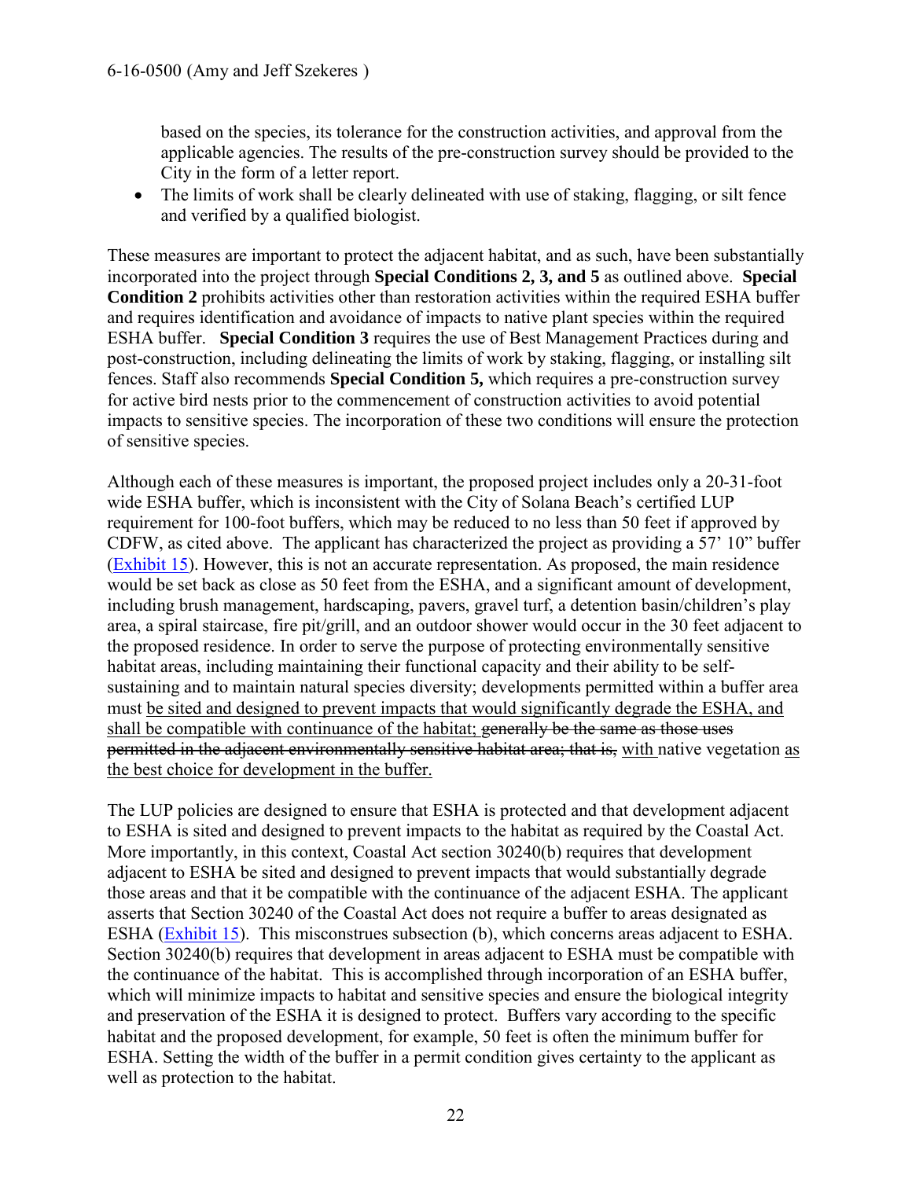based on the species, its tolerance for the construction activities, and approval from the applicable agencies. The results of the pre-construction survey should be provided to the City in the form of a letter report.

- The limits of work shall be clearly delineated with use of staking, flagging, or silt fence and verified by a qualified biologist.

These measures are important to protect the adjacent habitat, and as such, have been substantially incorporated into the project through **Special Conditions 2, 3, and 5** as outlined above. **Special Condition 2** prohibits activities other than restoration activities within the required ESHA buffer and requires identification and avoidance of impacts to native plant species within the required ESHA buffer. **Special Condition 3** requires the use of Best Management Practices during and post-construction, including delineating the limits of work by staking, flagging, or installing silt fences. Staff also recommends **Special Condition 5,** which requires a pre-construction survey for active bird nests prior to the commencement of construction activities to avoid potential impacts to sensitive species. The incorporation of these two conditions will ensure the protection of sensitive species.

Although each of these measures is important, the proposed project includes only a 20-31-foot wide ESHA buffer, which is inconsistent with the City of Solana Beach's certified LUP requirement for 100-foot buffers, which may be reduced to no less than 50 feet if approved by CDFW, as cited above. The applicant has characterized the project as providing a 57' 10" buffer (Exhibit 15). However, this is not an accurate representation. As proposed, the main residence would be set back as close as 50 feet from the ESHA, and a significant amount of development, including brush management, hardscaping, pavers, gravel turf, a detention basin/children's play area, a spiral staircase, fire pit/grill, and an outdoor shower would occur in the 30 feet adjacent to the proposed residence. In order to serve the purpose of protecting environmentally sensitive habitat areas, including maintaining their functional capacity and their ability to be self-sustaining and to maintain natural species diversity; developments permitted within a buffer area must <u>be sited and designed to prevent impacts that would significantly degrade the ESHA, and shall be compatible with continuance of the habitat;</u> ~~generally be the same as those uses permitted in the adjacent environmentally sensitive habitat area; that is,~~ <u>with</u> native vegetation <u>as the best choice for development in the buffer.</u>

The LUP policies are designed to ensure that ESHA is protected and that development adjacent to ESHA is sited and designed to prevent impacts to the habitat as required by the Coastal Act. More importantly, in this context, Coastal Act section 30240(b) requires that development adjacent to ESHA be sited and designed to prevent impacts that would substantially degrade those areas and that it be compatible with the continuance of the adjacent ESHA. The applicant asserts that Section 30240 of the Coastal Act does not require a buffer to areas designated as ESHA (Exhibit 15). This misconstrues subsection (b), which concerns areas adjacent to ESHA. Section 30240(b) requires that development in areas adjacent to ESHA must be compatible with the continuance of the habitat. This is accomplished through incorporation of an ESHA buffer, which will minimize impacts to habitat and sensitive species and ensure the biological integrity and preservation of the ESHA it is designed to protect. Buffers vary according to the specific habitat and the proposed development, for example, 50 feet is often the minimum buffer for ESHA. Setting the width of the buffer in a permit condition gives certainty to the applicant as well as protection to the habitat.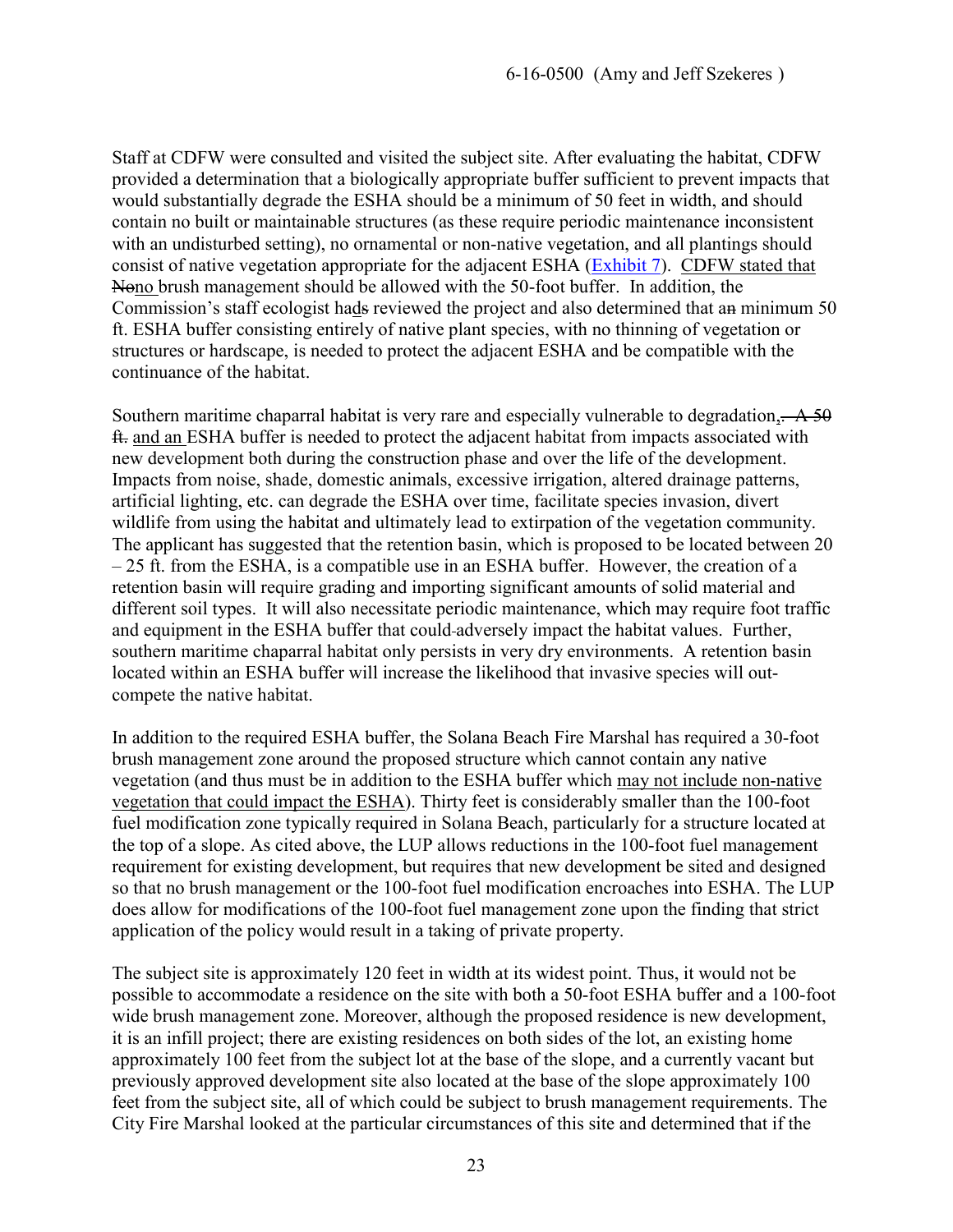Staff at CDFW were consulted and visited the subject site. After evaluating the habitat, CDFW provided a determination that a biologically appropriate buffer sufficient to prevent impacts that would substantially degrade the ESHA should be a minimum of 50 feet in width, and should contain no built or maintainable structures (as these require periodic maintenance inconsistent with an undisturbed setting), no ornamental or non-native vegetation, and all plantings should consist of native vegetation appropriate for the adjacent ESHA (Exhibit 7). CDFW stated that ~~N~~no brush management should be allowed with the 50-foot buffer. In addition, the Commission's staff ecologist had~~s~~ reviewed the project and also determined that a~~n~~ minimum 50 ft. ESHA buffer consisting entirely of native plant species, with no thinning of vegetation or structures or hardscape, is needed to protect the adjacent ESHA and be compatible with the continuance of the habitat.

Southern maritime chaparral habitat is very rare and especially vulnerable to degradation, ~~. A 50 ft.~~ and an ESHA buffer is needed to protect the adjacent habitat from impacts associated with new development both during the construction phase and over the life of the development. Impacts from noise, shade, domestic animals, excessive irrigation, altered drainage patterns, artificial lighting, etc. can degrade the ESHA over time, facilitate species invasion, divert wildlife from using the habitat and ultimately lead to extirpation of the vegetation community. The applicant has suggested that the retention basin, which is proposed to be located between 20 – 25 ft. from the ESHA, is a compatible use in an ESHA buffer. However, the creation of a retention basin will require grading and importing significant amounts of solid material and different soil types. It will also necessitate periodic maintenance, which may require foot traffic and equipment in the ESHA buffer that could adversely impact the habitat values. Further, southern maritime chaparral habitat only persists in very dry environments. A retention basin located within an ESHA buffer will increase the likelihood that invasive species will out-compete the native habitat.

In addition to the required ESHA buffer, the Solana Beach Fire Marshal has required a 30-foot brush management zone around the proposed structure which cannot contain any native vegetation (and thus must be in addition to the ESHA buffer which may not include non-native vegetation that could impact the ESHA). Thirty feet is considerably smaller than the 100-foot fuel modification zone typically required in Solana Beach, particularly for a structure located at the top of a slope. As cited above, the LUP allows reductions in the 100-foot fuel management requirement for existing development, but requires that new development be sited and designed so that no brush management or the 100-foot fuel modification encroaches into ESHA. The LUP does allow for modifications of the 100-foot fuel management zone upon the finding that strict application of the policy would result in a taking of private property.

The subject site is approximately 120 feet in width at its widest point. Thus, it would not be possible to accommodate a residence on the site with both a 50-foot ESHA buffer and a 100-foot wide brush management zone. Moreover, although the proposed residence is new development, it is an infill project; there are existing residences on both sides of the lot, an existing home approximately 100 feet from the subject lot at the base of the slope, and a currently vacant but previously approved development site also located at the base of the slope approximately 100 feet from the subject site, all of which could be subject to brush management requirements. The City Fire Marshal looked at the particular circumstances of this site and determined that if the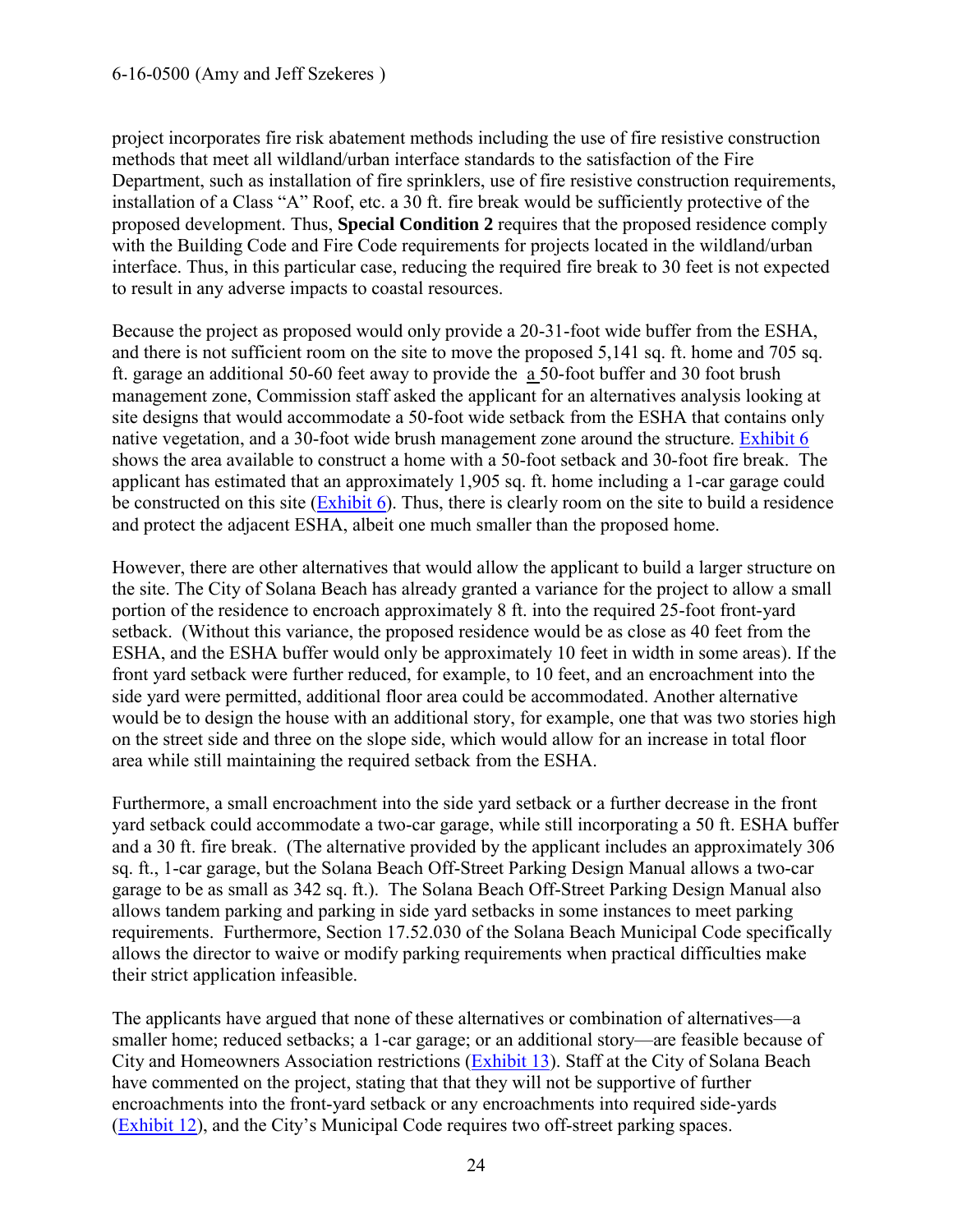project incorporates fire risk abatement methods including the use of fire resistive construction methods that meet all wildland/urban interface standards to the satisfaction of the Fire Department, such as installation of fire sprinklers, use of fire resistive construction requirements, installation of a Class "A" Roof, etc. a 30 ft. fire break would be sufficiently protective of the proposed development. Thus, **Special Condition 2** requires that the proposed residence comply with the Building Code and Fire Code requirements for projects located in the wildland/urban interface. Thus, in this particular case, reducing the required fire break to 30 feet is not expected to result in any adverse impacts to coastal resources.

Because the project as proposed would only provide a 20-31-foot wide buffer from the ESHA, and there is not sufficient room on the site to move the proposed 5,141 sq. ft. home and 705 sq. ft. garage an additional 50-60 feet away to provide the a 50-foot buffer and 30 foot brush management zone, Commission staff asked the applicant for an alternatives analysis looking at site designs that would accommodate a 50-foot wide setback from the ESHA that contains only native vegetation, and a 30-foot wide brush management zone around the structure. Exhibit 6 shows the area available to construct a home with a 50-foot setback and 30-foot fire break. The applicant has estimated that an approximately 1,905 sq. ft. home including a 1-car garage could be constructed on this site (Exhibit 6). Thus, there is clearly room on the site to build a residence and protect the adjacent ESHA, albeit one much smaller than the proposed home.

However, there are other alternatives that would allow the applicant to build a larger structure on the site. The City of Solana Beach has already granted a variance for the project to allow a small portion of the residence to encroach approximately 8 ft. into the required 25-foot front-yard setback. (Without this variance, the proposed residence would be as close as 40 feet from the ESHA, and the ESHA buffer would only be approximately 10 feet in width in some areas). If the front yard setback were further reduced, for example, to 10 feet, and an encroachment into the side yard were permitted, additional floor area could be accommodated. Another alternative would be to design the house with an additional story, for example, one that was two stories high on the street side and three on the slope side, which would allow for an increase in total floor area while still maintaining the required setback from the ESHA.

Furthermore, a small encroachment into the side yard setback or a further decrease in the front yard setback could accommodate a two-car garage, while still incorporating a 50 ft. ESHA buffer and a 30 ft. fire break. (The alternative provided by the applicant includes an approximately 306 sq. ft., 1-car garage, but the Solana Beach Off-Street Parking Design Manual allows a two-car garage to be as small as 342 sq. ft.). The Solana Beach Off-Street Parking Design Manual also allows tandem parking and parking in side yard setbacks in some instances to meet parking requirements. Furthermore, Section 17.52.030 of the Solana Beach Municipal Code specifically allows the director to waive or modify parking requirements when practical difficulties make their strict application infeasible.

The applicants have argued that none of these alternatives or combination of alternatives—a smaller home; reduced setbacks; a 1-car garage; or an additional story—are feasible because of City and Homeowners Association restrictions (Exhibit 13). Staff at the City of Solana Beach have commented on the project, stating that that they will not be supportive of further encroachments into the front-yard setback or any encroachments into required side-yards (Exhibit 12), and the City's Municipal Code requires two off-street parking spaces.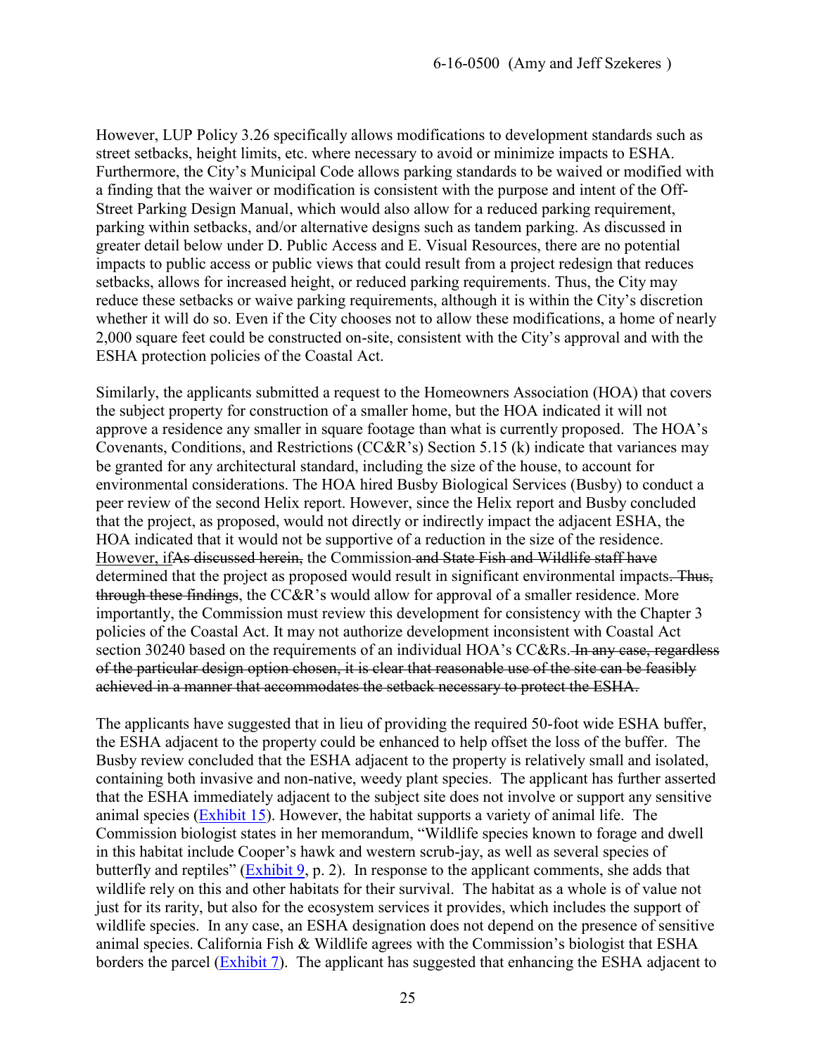However, LUP Policy 3.26 specifically allows modifications to development standards such as street setbacks, height limits, etc. where necessary to avoid or minimize impacts to ESHA. Furthermore, the City's Municipal Code allows parking standards to be waived or modified with a finding that the waiver or modification is consistent with the purpose and intent of the Off-Street Parking Design Manual, which would also allow for a reduced parking requirement, parking within setbacks, and/or alternative designs such as tandem parking. As discussed in greater detail below under D. Public Access and E. Visual Resources, there are no potential impacts to public access or public views that could result from a project redesign that reduces setbacks, allows for increased height, or reduced parking requirements. Thus, the City may reduce these setbacks or waive parking requirements, although it is within the City's discretion whether it will do so. Even if the City chooses not to allow these modifications, a home of nearly 2,000 square feet could be constructed on-site, consistent with the City's approval and with the ESHA protection policies of the Coastal Act.

Similarly, the applicants submitted a request to the Homeowners Association (HOA) that covers the subject property for construction of a smaller home, but the HOA indicated it will not approve a residence any smaller in square footage than what is currently proposed. The HOA's Covenants, Conditions, and Restrictions (CC&R's) Section 5.15 (k) indicate that variances may be granted for any architectural standard, including the size of the house, to account for environmental considerations. The HOA hired Busby Biological Services (Busby) to conduct a peer review of the second Helix report. However, since the Helix report and Busby concluded that the project, as proposed, would not directly or indirectly impact the adjacent ESHA, the HOA indicated that it would not be supportive of a reduction in the size of the residence. <u>However, if</u>~~As discussed herein,~~ the Commission ~~and State Fish and Wildlife staff have~~ determined that the project as proposed would result in significant environmental impacts~~. Thus, through these findings~~, the CC&R's would allow for approval of a smaller residence. More importantly, the Commission must review this development for consistency with the Chapter 3 policies of the Coastal Act. It may not authorize development inconsistent with Coastal Act section 30240 based on the requirements of an individual HOA's CC&Rs. ~~In any case, regardless of the particular design option chosen, it is clear that reasonable use of the site can be feasibly achieved in a manner that accommodates the setback necessary to protect the ESHA.~~

The applicants have suggested that in lieu of providing the required 50-foot wide ESHA buffer, the ESHA adjacent to the property could be enhanced to help offset the loss of the buffer. The Busby review concluded that the ESHA adjacent to the property is relatively small and isolated, containing both invasive and non-native, weedy plant species. The applicant has further asserted that the ESHA immediately adjacent to the subject site does not involve or support any sensitive animal species (Exhibit 15). However, the habitat supports a variety of animal life. The Commission biologist states in her memorandum, "Wildlife species known to forage and dwell in this habitat include Cooper's hawk and western scrub-jay, as well as several species of butterfly and reptiles" (Exhibit 9, p. 2). In response to the applicant comments, she adds that wildlife rely on this and other habitats for their survival. The habitat as a whole is of value not just for its rarity, but also for the ecosystem services it provides, which includes the support of wildlife species. In any case, an ESHA designation does not depend on the presence of sensitive animal species. California Fish & Wildlife agrees with the Commission's biologist that ESHA borders the parcel (Exhibit 7). The applicant has suggested that enhancing the ESHA adjacent to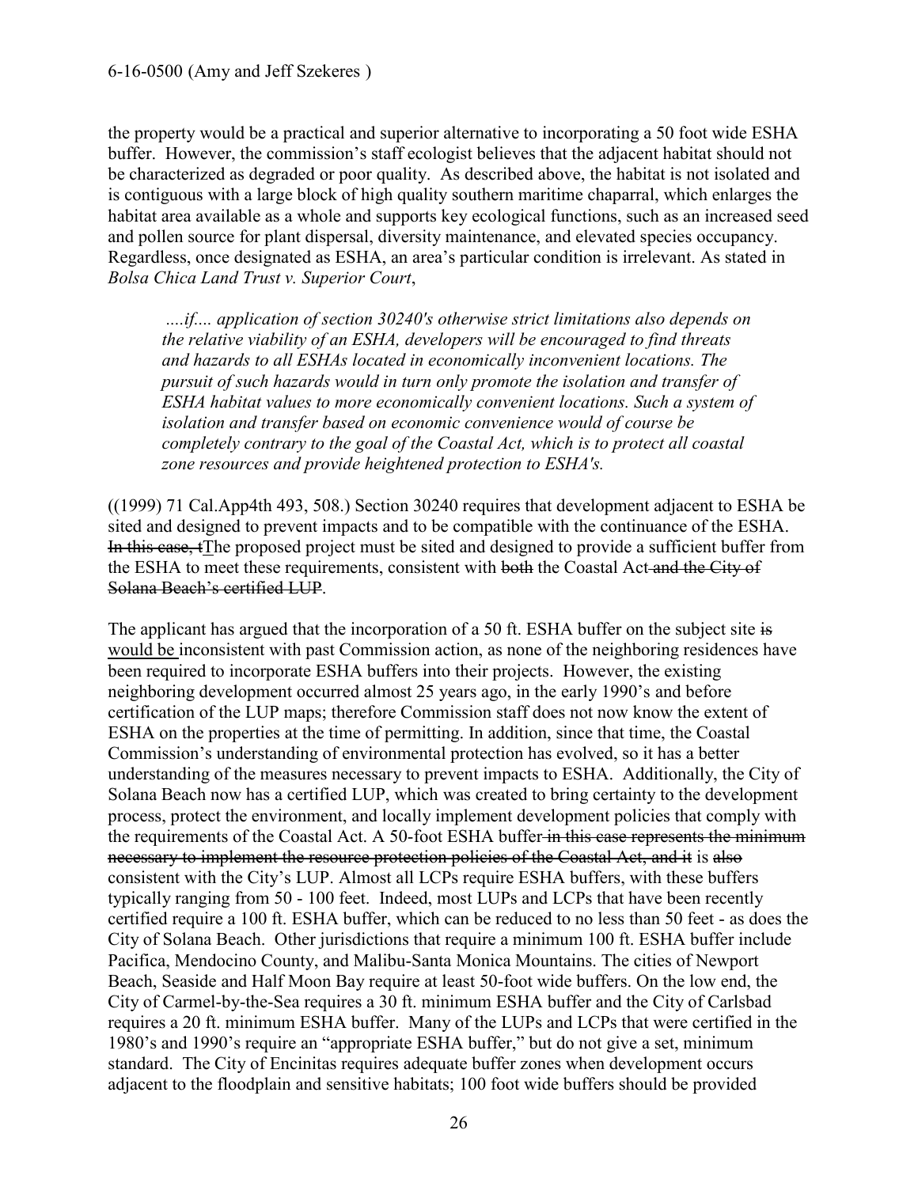the property would be a practical and superior alternative to incorporating a 50 foot wide ESHA buffer. However, the commission's staff ecologist believes that the adjacent habitat should not be characterized as degraded or poor quality. As described above, the habitat is not isolated and is contiguous with a large block of high quality southern maritime chaparral, which enlarges the habitat area available as a whole and supports key ecological functions, such as an increased seed and pollen source for plant dispersal, diversity maintenance, and elevated species occupancy. Regardless, once designated as ESHA, an area's particular condition is irrelevant. As stated in *Bolsa Chica Land Trust v. Superior Court*,

> *....if.... application of section 30240's otherwise strict limitations also depends on the relative viability of an ESHA, developers will be encouraged to find threats and hazards to all ESHAs located in economically inconvenient locations. The pursuit of such hazards would in turn only promote the isolation and transfer of ESHA habitat values to more economically convenient locations. Such a system of isolation and transfer based on economic convenience would of course be completely contrary to the goal of the Coastal Act, which is to protect all coastal zone resources and provide heightened protection to ESHA's.*

((1999) 71 Cal.App4th 493, 508.) Section 30240 requires that development adjacent to ESHA be sited and designed to prevent impacts and to be compatible with the continuance of the ESHA. ~~In this case, t~~<u>T</u>he proposed project must be sited and designed to provide a sufficient buffer from the ESHA to meet these requirements, consistent with ~~both~~ the Coastal Act~~ and the City of Solana Beach's certified LUP~~.

The applicant has argued that the incorporation of a 50 ft. ESHA buffer on the subject site ~~is~~ <u>would be </u>inconsistent with past Commission action, as none of the neighboring residences have been required to incorporate ESHA buffers into their projects. However, the existing neighboring development occurred almost 25 years ago, in the early 1990's and before certification of the LUP maps; therefore Commission staff does not now know the extent of ESHA on the properties at the time of permitting. In addition, since that time, the Coastal Commission's understanding of environmental protection has evolved, so it has a better understanding of the measures necessary to prevent impacts to ESHA. Additionally, the City of Solana Beach now has a certified LUP, which was created to bring certainty to the development process, protect the environment, and locally implement development policies that comply with the requirements of the Coastal Act. A 50-foot ESHA buffer~~ in this case represents the minimum necessary to implement the resource protection policies of the Coastal Act, and it~~ is ~~also~~ consistent with the City's LUP. Almost all LCPs require ESHA buffers, with these buffers typically ranging from 50 - 100 feet. Indeed, most LUPs and LCPs that have been recently certified require a 100 ft. ESHA buffer, which can be reduced to no less than 50 feet - as does the City of Solana Beach. Other jurisdictions that require a minimum 100 ft. ESHA buffer include Pacifica, Mendocino County, and Malibu-Santa Monica Mountains. The cities of Newport Beach, Seaside and Half Moon Bay require at least 50-foot wide buffers. On the low end, the City of Carmel-by-the-Sea requires a 30 ft. minimum ESHA buffer and the City of Carlsbad requires a 20 ft. minimum ESHA buffer. Many of the LUPs and LCPs that were certified in the 1980's and 1990's require an "appropriate ESHA buffer," but do not give a set, minimum standard. The City of Encinitas requires adequate buffer zones when development occurs adjacent to the floodplain and sensitive habitats; 100 foot wide buffers should be provided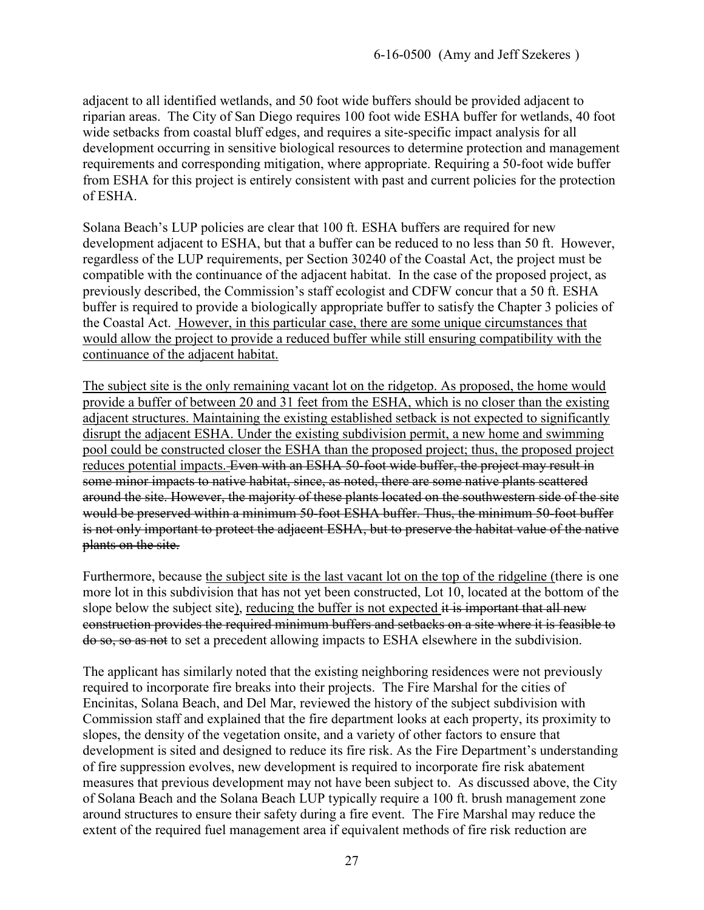adjacent to all identified wetlands, and 50 foot wide buffers should be provided adjacent to riparian areas. The City of San Diego requires 100 foot wide ESHA buffer for wetlands, 40 foot wide setbacks from coastal bluff edges, and requires a site-specific impact analysis for all development occurring in sensitive biological resources to determine protection and management requirements and corresponding mitigation, where appropriate. Requiring a 50-foot wide buffer from ESHA for this project is entirely consistent with past and current policies for the protection of ESHA.

Solana Beach's LUP policies are clear that 100 ft. ESHA buffers are required for new development adjacent to ESHA, but that a buffer can be reduced to no less than 50 ft. However, regardless of the LUP requirements, per Section 30240 of the Coastal Act, the project must be compatible with the continuance of the adjacent habitat. In the case of the proposed project, as previously described, the Commission's staff ecologist and CDFW concur that a 50 ft. ESHA buffer is required to provide a biologically appropriate buffer to satisfy the Chapter 3 policies of the Coastal Act. <u>However, in this particular case, there are some unique circumstances that would allow the project to provide a reduced buffer while still ensuring compatibility with the continuance of the adjacent habitat.</u>

<u>The subject site is the only remaining vacant lot on the ridgetop. As proposed, the home would provide a buffer of between 20 and 31 feet from the ESHA, which is no closer than the existing adjacent structures. Maintaining the existing established setback is not expected to significantly disrupt the adjacent ESHA. Under the existing subdivision permit, a new home and swimming pool could be constructed closer the ESHA than the proposed project; thus, the proposed project reduces potential impacts.</u> ~~Even with an ESHA 50-foot wide buffer, the project may result in some minor impacts to native habitat, since, as noted, there are some native plants scattered around the site. However, the majority of these plants located on the southwestern side of the site would be preserved within a minimum 50-foot ESHA buffer. Thus, the minimum 50-foot buffer is not only important to protect the adjacent ESHA, but to preserve the habitat value of the native plants on the site.~~

Furthermore, because <u>the subject site is the last vacant lot on the top of the ridgeline (</u>there is one more lot in this subdivision that has not yet been constructed, Lot 10, located at the bottom of the slope below the subject site<u>)</u>, <u>reducing the buffer is not expected</u> ~~it is important that all new construction provides the required minimum buffers and setbacks on a site where it is feasible to do so, so as not~~ to set a precedent allowing impacts to ESHA elsewhere in the subdivision.

The applicant has similarly noted that the existing neighboring residences were not previously required to incorporate fire breaks into their projects. The Fire Marshal for the cities of Encinitas, Solana Beach, and Del Mar, reviewed the history of the subject subdivision with Commission staff and explained that the fire department looks at each property, its proximity to slopes, the density of the vegetation onsite, and a variety of other factors to ensure that development is sited and designed to reduce its fire risk. As the Fire Department's understanding of fire suppression evolves, new development is required to incorporate fire risk abatement measures that previous development may not have been subject to. As discussed above, the City of Solana Beach and the Solana Beach LUP typically require a 100 ft. brush management zone around structures to ensure their safety during a fire event. The Fire Marshal may reduce the extent of the required fuel management area if equivalent methods of fire risk reduction are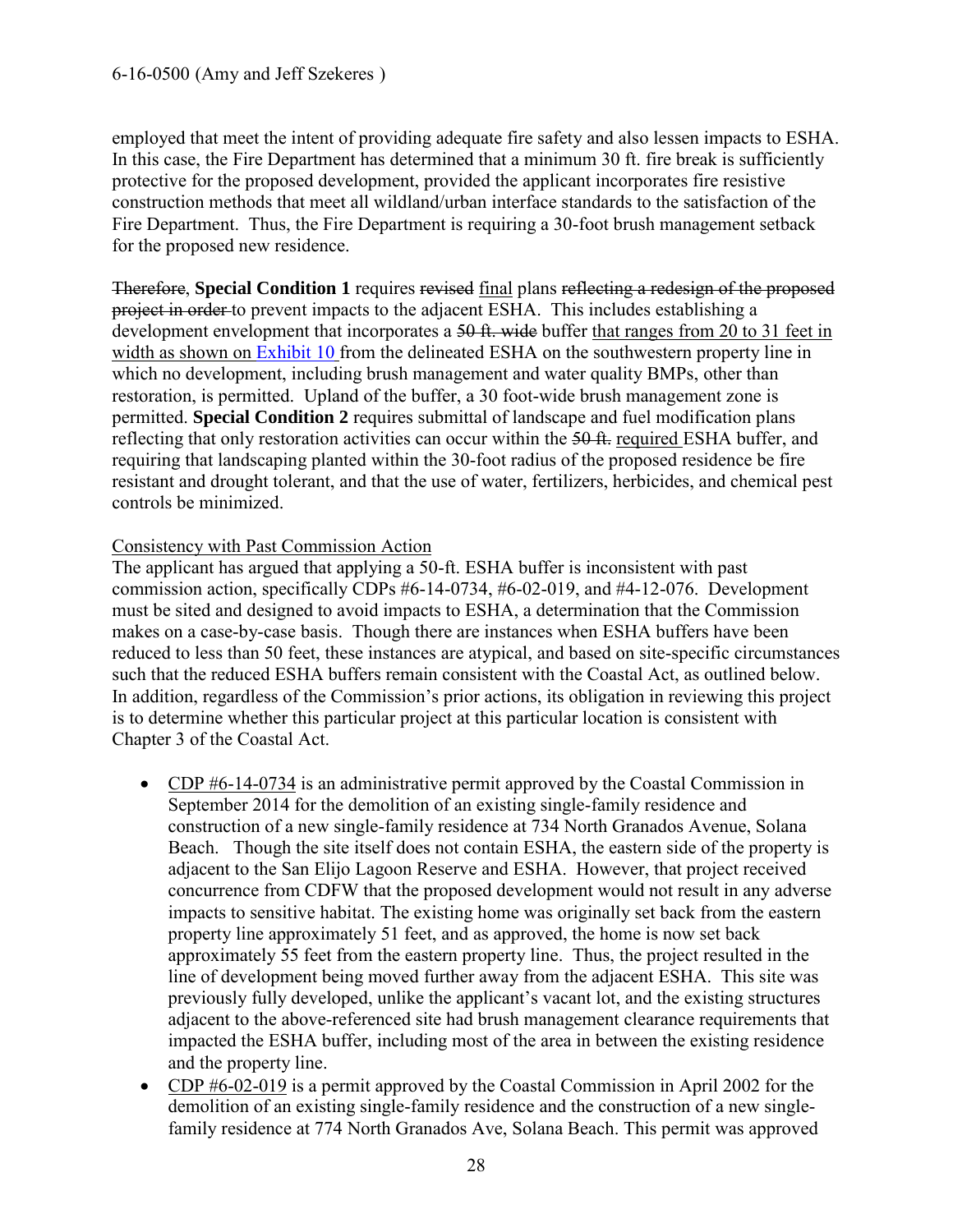employed that meet the intent of providing adequate fire safety and also lessen impacts to ESHA. In this case, the Fire Department has determined that a minimum 30 ft. fire break is sufficiently protective for the proposed development, provided the applicant incorporates fire resistive construction methods that meet all wildland/urban interface standards to the satisfaction of the Fire Department. Thus, the Fire Department is requiring a 30-foot brush management setback for the proposed new residence.

~~Therefore~~, **Special Condition 1** requires ~~revised~~ <u>final</u> plans ~~reflecting a redesign of the proposed project in order~~ to prevent impacts to the adjacent ESHA. This includes establishing a development envelopment that incorporates a ~~50 ft. wide~~ buffer <u>that ranges from 20 to 31 feet in width as shown on Exhibit 10</u> from the delineated ESHA on the southwestern property line in which no development, including brush management and water quality BMPs, other than restoration, is permitted. Upland of the buffer, a 30 foot-wide brush management zone is permitted. **Special Condition 2** requires submittal of landscape and fuel modification plans reflecting that only restoration activities can occur within the ~~50 ft.~~ <u>required</u> ESHA buffer, and requiring that landscaping planted within the 30-foot radius of the proposed residence be fire resistant and drought tolerant, and that the use of water, fertilizers, herbicides, and chemical pest controls be minimized.

<u>Consistency with Past Commission Action</u>

The applicant has argued that applying a 50-ft. ESHA buffer is inconsistent with past commission action, specifically CDPs #6-14-0734, #6-02-019, and #4-12-076. Development must be sited and designed to avoid impacts to ESHA, a determination that the Commission makes on a case-by-case basis. Though there are instances when ESHA buffers have been reduced to less than 50 feet, these instances are atypical, and based on site-specific circumstances such that the reduced ESHA buffers remain consistent with the Coastal Act, as outlined below. In addition, regardless of the Commission's prior actions, its obligation in reviewing this project is to determine whether this particular project at this particular location is consistent with Chapter 3 of the Coastal Act.

- <u>CDP #6-14-0734</u> is an administrative permit approved by the Coastal Commission in September 2014 for the demolition of an existing single-family residence and construction of a new single-family residence at 734 North Granados Avenue, Solana Beach. Though the site itself does not contain ESHA, the eastern side of the property is adjacent to the San Elijo Lagoon Reserve and ESHA. However, that project received concurrence from CDFW that the proposed development would not result in any adverse impacts to sensitive habitat. The existing home was originally set back from the eastern property line approximately 51 feet, and as approved, the home is now set back approximately 55 feet from the eastern property line. Thus, the project resulted in the line of development being moved further away from the adjacent ESHA. This site was previously fully developed, unlike the applicant's vacant lot, and the existing structures adjacent to the above-referenced site had brush management clearance requirements that impacted the ESHA buffer, including most of the area in between the existing residence and the property line.
- <u>CDP #6-02-019</u> is a permit approved by the Coastal Commission in April 2002 for the demolition of an existing single-family residence and the construction of a new single-family residence at 774 North Granados Ave, Solana Beach. This permit was approved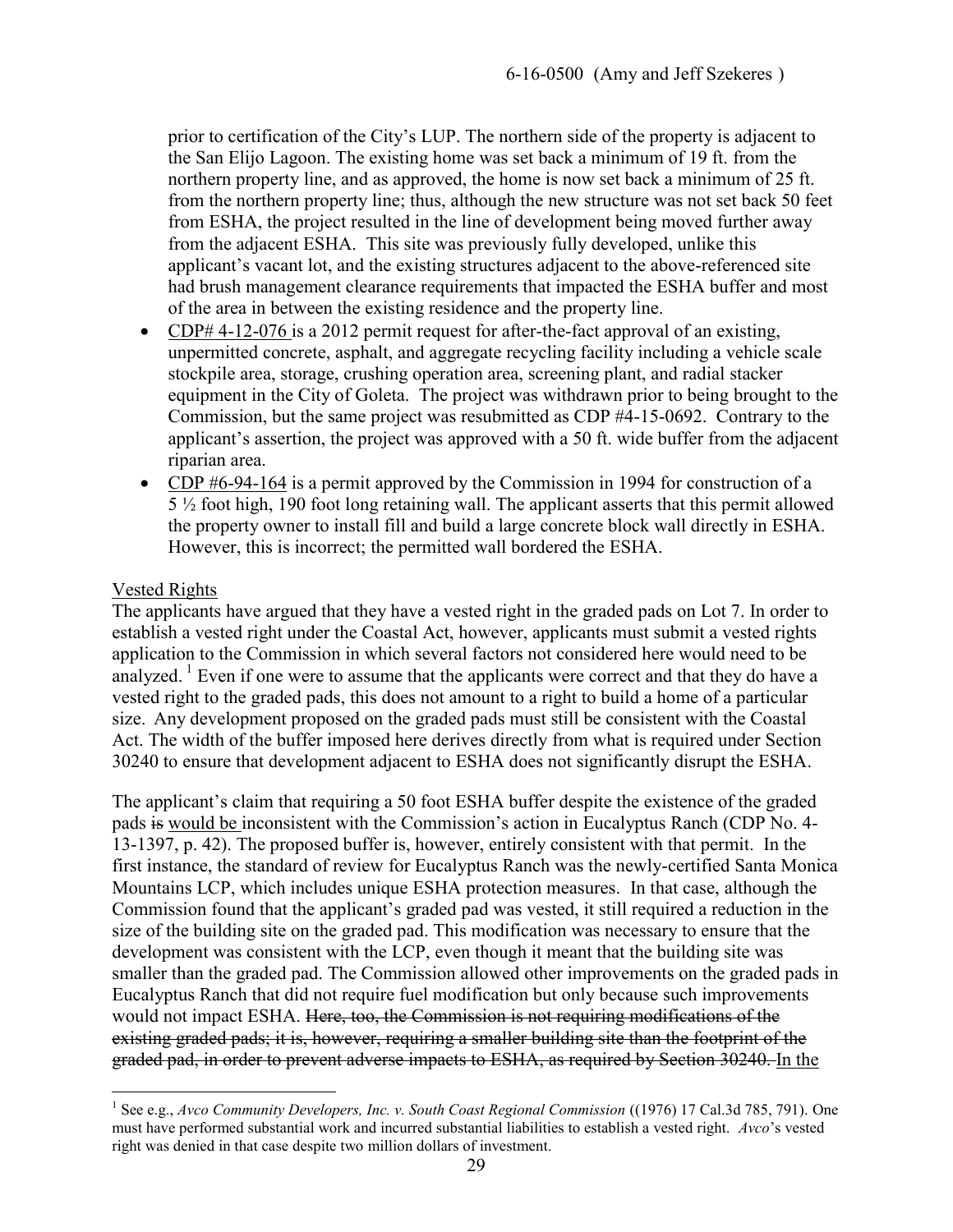prior to certification of the City's LUP. The northern side of the property is adjacent to the San Elijo Lagoon. The existing home was set back a minimum of 19 ft. from the northern property line, and as approved, the home is now set back a minimum of 25 ft. from the northern property line; thus, although the new structure was not set back 50 feet from ESHA, the project resulted in the line of development being moved further away from the adjacent ESHA. This site was previously fully developed, unlike this applicant's vacant lot, and the existing structures adjacent to the above-referenced site had brush management clearance requirements that impacted the ESHA buffer and most of the area in between the existing residence and the property line.

- <u>CDP# 4-12-076</u> is a 2012 permit request for after-the-fact approval of an existing, unpermitted concrete, asphalt, and aggregate recycling facility including a vehicle scale stockpile area, storage, crushing operation area, screening plant, and radial stacker equipment in the City of Goleta. The project was withdrawn prior to being brought to the Commission, but the same project was resubmitted as CDP #4-15-0692. Contrary to the applicant's assertion, the project was approved with a 50 ft. wide buffer from the adjacent riparian area.
- <u>CDP #6-94-164</u> is a permit approved by the Commission in 1994 for construction of a 5 ½ foot high, 190 foot long retaining wall. The applicant asserts that this permit allowed the property owner to install fill and build a large concrete block wall directly in ESHA. However, this is incorrect; the permitted wall bordered the ESHA.

<u>Vested Rights</u>

The applicants have argued that they have a vested right in the graded pads on Lot 7. In order to establish a vested right under the Coastal Act, however, applicants must submit a vested rights application to the Commission in which several factors not considered here would need to be analyzed. [1] Even if one were to assume that the applicants were correct and that they do have a vested right to the graded pads, this does not amount to a right to build a home of a particular size. Any development proposed on the graded pads must still be consistent with the Coastal Act. The width of the buffer imposed here derives directly from what is required under Section 30240 to ensure that development adjacent to ESHA does not significantly disrupt the ESHA.

The applicant's claim that requiring a 50 foot ESHA buffer despite the existence of the graded pads ~~is~~ <u>would be</u> inconsistent with the Commission's action in Eucalyptus Ranch (CDP No. 4-13-1397, p. 42). The proposed buffer is, however, entirely consistent with that permit. In the first instance, the standard of review for Eucalyptus Ranch was the newly-certified Santa Monica Mountains LCP, which includes unique ESHA protection measures. In that case, although the Commission found that the applicant's graded pad was vested, it still required a reduction in the size of the building site on the graded pad. This modification was necessary to ensure that the development was consistent with the LCP, even though it meant that the building site was smaller than the graded pad. The Commission allowed other improvements on the graded pads in Eucalyptus Ranch that did not require fuel modification but only because such improvements would not impact ESHA. ~~Here, too, the Commission is not requiring modifications of the existing graded pads; it is, however, requiring a smaller building site than the footprint of the graded pad, in order to prevent adverse impacts to ESHA, as required by Section 30240.~~ <u>In the</u>

[1] See e.g., *Avco Community Developers, Inc. v. South Coast Regional Commission* ((1976) 17 Cal.3d 785, 791). One must have performed substantial work and incurred substantial liabilities to establish a vested right. *Avco*'s vested right was denied in that case despite two million dollars of investment.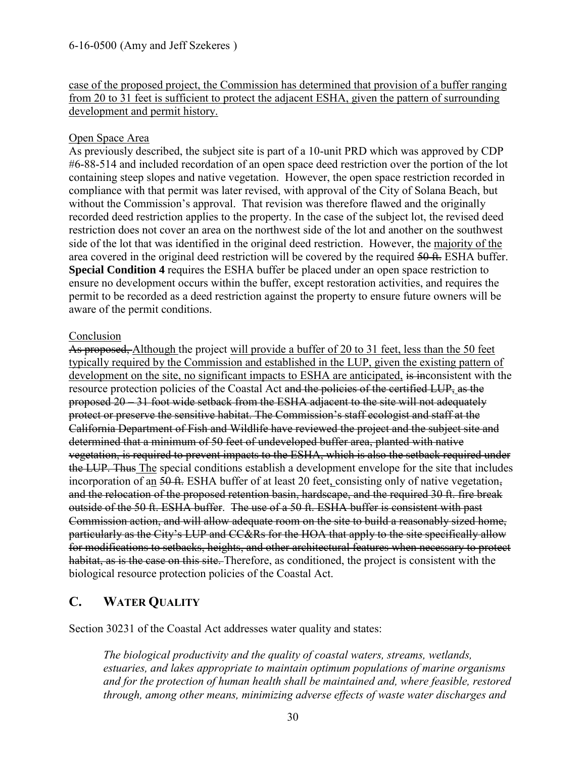<u>case of the proposed project, the Commission has determined that provision of a buffer ranging from 20 to 31 feet is sufficient to protect the adjacent ESHA, given the pattern of surrounding development and permit history.</u>

<u>Open Space Area</u>

As previously described, the subject site is part of a 10-unit PRD which was approved by CDP #6-88-514 and included recordation of an open space deed restriction over the portion of the lot containing steep slopes and native vegetation. However, the open space restriction recorded in compliance with that permit was later revised, with approval of the City of Solana Beach, but without the Commission's approval. That revision was therefore flawed and the originally recorded deed restriction applies to the property. In the case of the subject lot, the revised deed restriction does not cover an area on the northwest side of the lot and another on the southwest side of the lot that was identified in the original deed restriction. However, the <u>majority of the</u> area covered in the original deed restriction will be covered by the required ~~50 ft.~~ ESHA buffer. **Special Condition 4** requires the ESHA buffer be placed under an open space restriction to ensure no development occurs within the buffer, except restoration activities, and requires the permit to be recorded as a deed restriction against the property to ensure future owners will be aware of the permit conditions.

<u>Conclusion</u>

~~As proposed,~~ <u>Although</u> the project <u>will provide a buffer of 20 to 31 feet, less than the 50 feet typically required by the Commission and established in the LUP, given the existing pattern of development on the site, no significant impacts to ESHA are anticipated,</u> ~~is in~~consistent with the resource protection policies of the Coastal Act ~~and the policies of the certified LUP, as the proposed 20 – 31 foot wide setback from the ESHA adjacent to the site will not adequately protect or preserve the sensitive habitat. The Commission's staff ecologist and staff at the California Department of Fish and Wildlife have reviewed the project and the subject site and determined that a minimum of 50 feet of undeveloped buffer area, planted with native vegetation, is required to prevent impacts to the ESHA, which is also the setback required under the LUP. Thus~~ <u>The</u> special conditions establish a development envelope for the site that includes incorporation of a<u>n</u> ~~50 ft.~~ ESHA buffer of at least 20 feet<u>,</u> consisting only of native vegetation~~, and the relocation of the proposed retention basin, hardscape, and the required 30 ft. fire break outside of the 50 ft. ESHA buffer~~. ~~The use of a 50 ft. ESHA buffer is consistent with past Commission action, and will allow adequate room on the site to build a reasonably sized home, particularly as the City's LUP and CC&Rs for the HOA that apply to the site specifically allow for modifications to setbacks, heights, and other architectural features when necessary to protect habitat, as is the case on this site.~~ Therefore, as conditioned, the project is consistent with the biological resource protection policies of the Coastal Act.

## C. WATER QUALITY

Section 30231 of the Coastal Act addresses water quality and states:

> *The biological productivity and the quality of coastal waters, streams, wetlands, estuaries, and lakes appropriate to maintain optimum populations of marine organisms and for the protection of human health shall be maintained and, where feasible, restored through, among other means, minimizing adverse effects of waste water discharges and*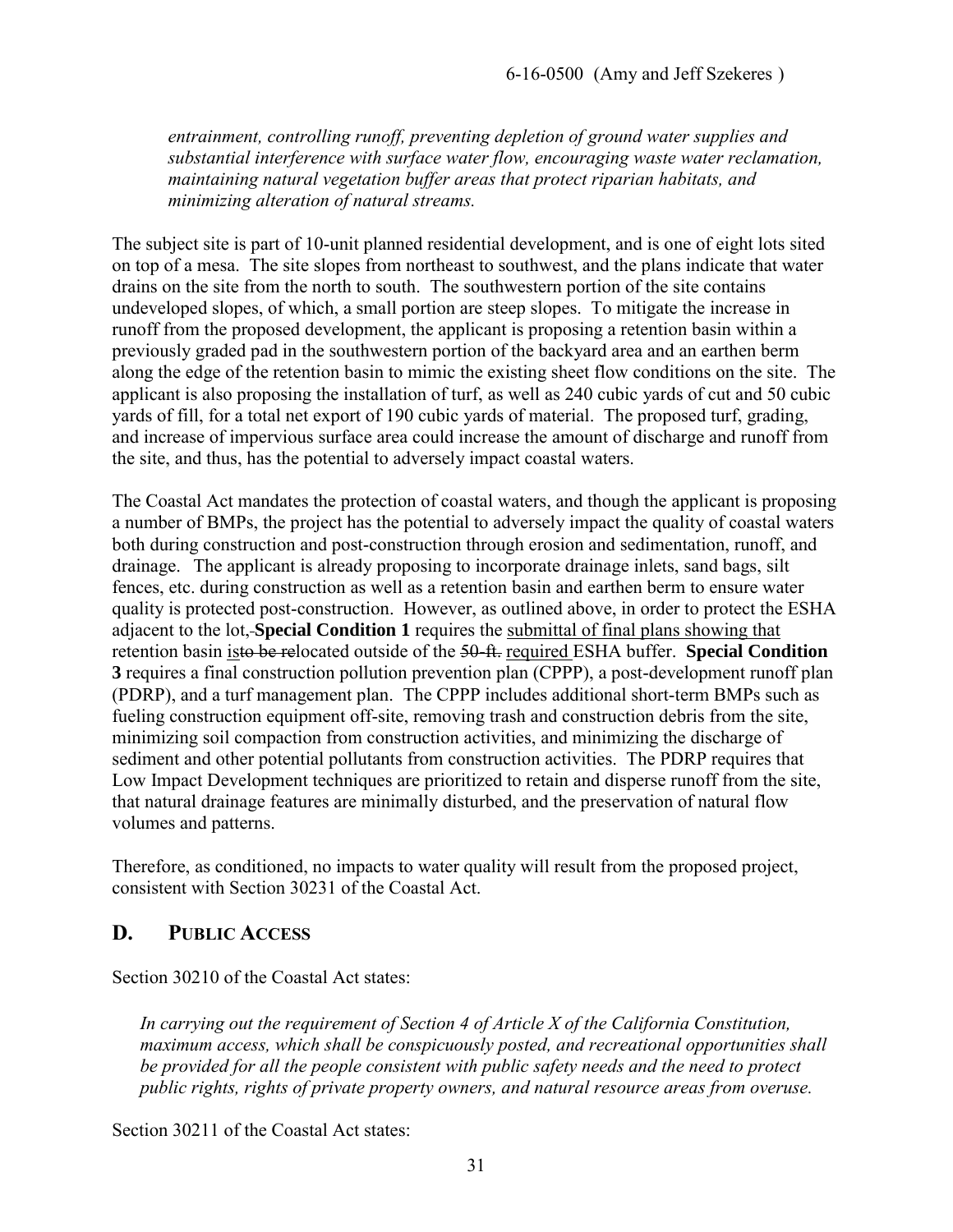*entrainment, controlling runoff, preventing depletion of ground water supplies and substantial interference with surface water flow, encouraging waste water reclamation, maintaining natural vegetation buffer areas that protect riparian habitats, and minimizing alteration of natural streams.*

The subject site is part of 10-unit planned residential development, and is one of eight lots sited on top of a mesa. The site slopes from northeast to southwest, and the plans indicate that water drains on the site from the north to south. The southwestern portion of the site contains undeveloped slopes, of which, a small portion are steep slopes. To mitigate the increase in runoff from the proposed development, the applicant is proposing a retention basin within a previously graded pad in the southwestern portion of the backyard area and an earthen berm along the edge of the retention basin to mimic the existing sheet flow conditions on the site. The applicant is also proposing the installation of turf, as well as 240 cubic yards of cut and 50 cubic yards of fill, for a total net export of 190 cubic yards of material. The proposed turf, grading, and increase of impervious surface area could increase the amount of discharge and runoff from the site, and thus, has the potential to adversely impact coastal waters.

The Coastal Act mandates the protection of coastal waters, and though the applicant is proposing a number of BMPs, the project has the potential to adversely impact the quality of coastal waters both during construction and post-construction through erosion and sedimentation, runoff, and drainage. The applicant is already proposing to incorporate drainage inlets, sand bags, silt fences, etc. during construction as well as a retention basin and earthen berm to ensure water quality is protected post-construction. However, as outlined above, in order to protect the ESHA adjacent to the lot~~,~~ **Special Condition 1** requires the <u>submittal of final plans showing that</u> retention basin <u>is</u>~~to be re~~located outside of the ~~50-ft.~~ <u>required</u> ESHA buffer. **Special Condition 3** requires a final construction pollution prevention plan (CPPP), a post-development runoff plan (PDRP), and a turf management plan. The CPPP includes additional short-term BMPs such as fueling construction equipment off-site, removing trash and construction debris from the site, minimizing soil compaction from construction activities, and minimizing the discharge of sediment and other potential pollutants from construction activities. The PDRP requires that Low Impact Development techniques are prioritized to retain and disperse runoff from the site, that natural drainage features are minimally disturbed, and the preservation of natural flow volumes and patterns.

Therefore, as conditioned, no impacts to water quality will result from the proposed project, consistent with Section 30231 of the Coastal Act.

## D. PUBLIC ACCESS

Section 30210 of the Coastal Act states:

*In carrying out the requirement of Section 4 of Article X of the California Constitution, maximum access, which shall be conspicuously posted, and recreational opportunities shall be provided for all the people consistent with public safety needs and the need to protect public rights, rights of private property owners, and natural resource areas from overuse.*

Section 30211 of the Coastal Act states: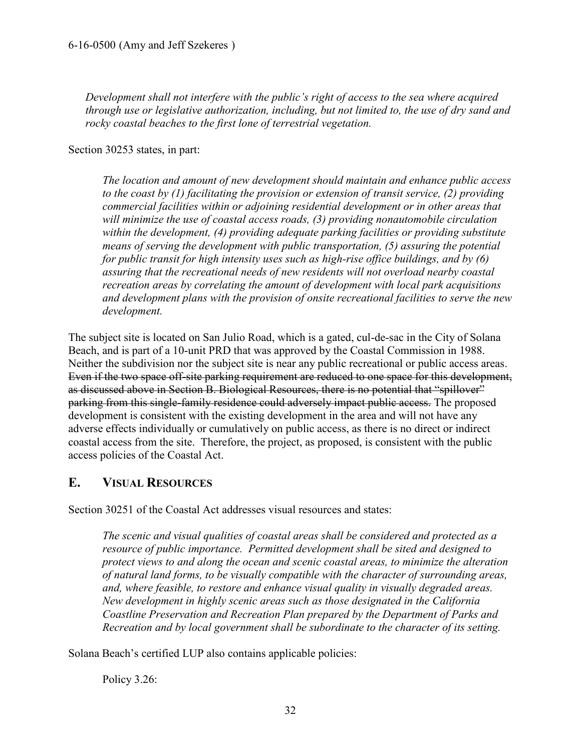*Development shall not interfere with the public's right of access to the sea where acquired through use or legislative authorization, including, but not limited to, the use of dry sand and rocky coastal beaches to the first lone of terrestrial vegetation.*

Section 30253 states, in part:

*The location and amount of new development should maintain and enhance public access to the coast by (1) facilitating the provision or extension of transit service, (2) providing commercial facilities within or adjoining residential development or in other areas that will minimize the use of coastal access roads, (3) providing nonautomobile circulation within the development, (4) providing adequate parking facilities or providing substitute means of serving the development with public transportation, (5) assuring the potential for public transit for high intensity uses such as high-rise office buildings, and by (6) assuring that the recreational needs of new residents will not overload nearby coastal recreation areas by correlating the amount of development with local park acquisitions and development plans with the provision of onsite recreational facilities to serve the new development.*

The subject site is located on San Julio Road, which is a gated, cul-de-sac in the City of Solana Beach, and is part of a 10-unit PRD that was approved by the Coastal Commission in 1988. Neither the subdivision nor the subject site is near any public recreational or public access areas. ~~Even if the two space off-site parking requirement are reduced to one space for this development, as discussed above in Section B. Biological Resources, there is no potential that "spillover" parking from this single-family residence could adversely impact public access.~~ The proposed development is consistent with the existing development in the area and will not have any adverse effects individually or cumulatively on public access, as there is no direct or indirect coastal access from the site. Therefore, the project, as proposed, is consistent with the public access policies of the Coastal Act.

## E. VISUAL RESOURCES

Section 30251 of the Coastal Act addresses visual resources and states:

*The scenic and visual qualities of coastal areas shall be considered and protected as a resource of public importance. Permitted development shall be sited and designed to protect views to and along the ocean and scenic coastal areas, to minimize the alteration of natural land forms, to be visually compatible with the character of surrounding areas, and, where feasible, to restore and enhance visual quality in visually degraded areas. New development in highly scenic areas such as those designated in the California Coastline Preservation and Recreation Plan prepared by the Department of Parks and Recreation and by local government shall be subordinate to the character of its setting.*

Solana Beach's certified LUP also contains applicable policies:

Policy 3.26: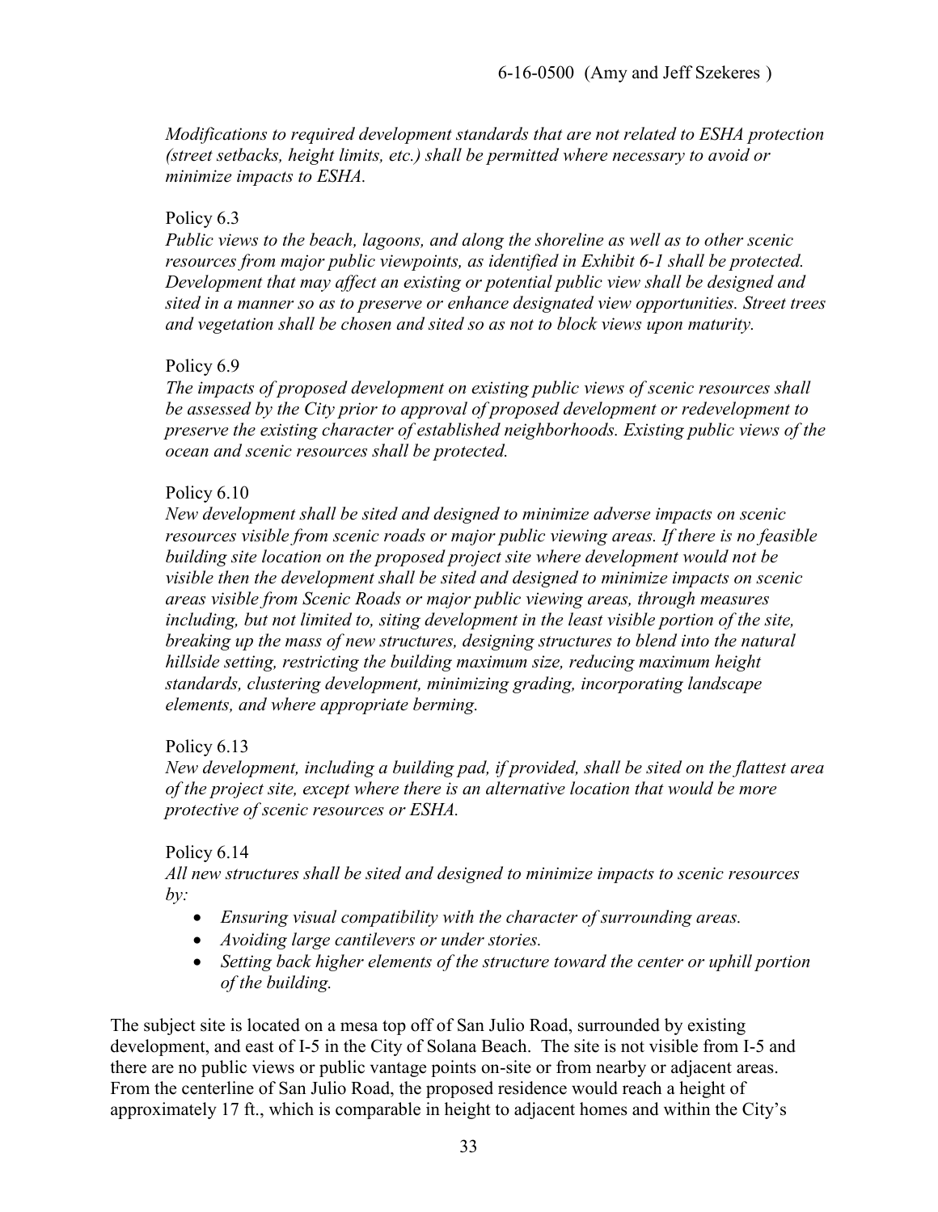*Modifications to required development standards that are not related to ESHA protection (street setbacks, height limits, etc.) shall be permitted where necessary to avoid or minimize impacts to ESHA.*

Policy 6.3

*Public views to the beach, lagoons, and along the shoreline as well as to other scenic resources from major public viewpoints, as identified in Exhibit 6-1 shall be protected. Development that may affect an existing or potential public view shall be designed and sited in a manner so as to preserve or enhance designated view opportunities. Street trees and vegetation shall be chosen and sited so as not to block views upon maturity.*

Policy 6.9

*The impacts of proposed development on existing public views of scenic resources shall be assessed by the City prior to approval of proposed development or redevelopment to preserve the existing character of established neighborhoods. Existing public views of the ocean and scenic resources shall be protected.*

Policy 6.10

*New development shall be sited and designed to minimize adverse impacts on scenic resources visible from scenic roads or major public viewing areas. If there is no feasible building site location on the proposed project site where development would not be visible then the development shall be sited and designed to minimize impacts on scenic areas visible from Scenic Roads or major public viewing areas, through measures including, but not limited to, siting development in the least visible portion of the site, breaking up the mass of new structures, designing structures to blend into the natural hillside setting, restricting the building maximum size, reducing maximum height standards, clustering development, minimizing grading, incorporating landscape elements, and where appropriate berming.*

Policy 6.13

*New development, including a building pad, if provided, shall be sited on the flattest area of the project site, except where there is an alternative location that would be more protective of scenic resources or ESHA.*

Policy 6.14

*All new structures shall be sited and designed to minimize impacts to scenic resources by:*

- *Ensuring visual compatibility with the character of surrounding areas.*
- *Avoiding large cantilevers or under stories.*
- *Setting back higher elements of the structure toward the center or uphill portion of the building.*

The subject site is located on a mesa top off of San Julio Road, surrounded by existing development, and east of I-5 in the City of Solana Beach. The site is not visible from I-5 and there are no public views or public vantage points on-site or from nearby or adjacent areas. From the centerline of San Julio Road, the proposed residence would reach a height of approximately 17 ft., which is comparable in height to adjacent homes and within the City's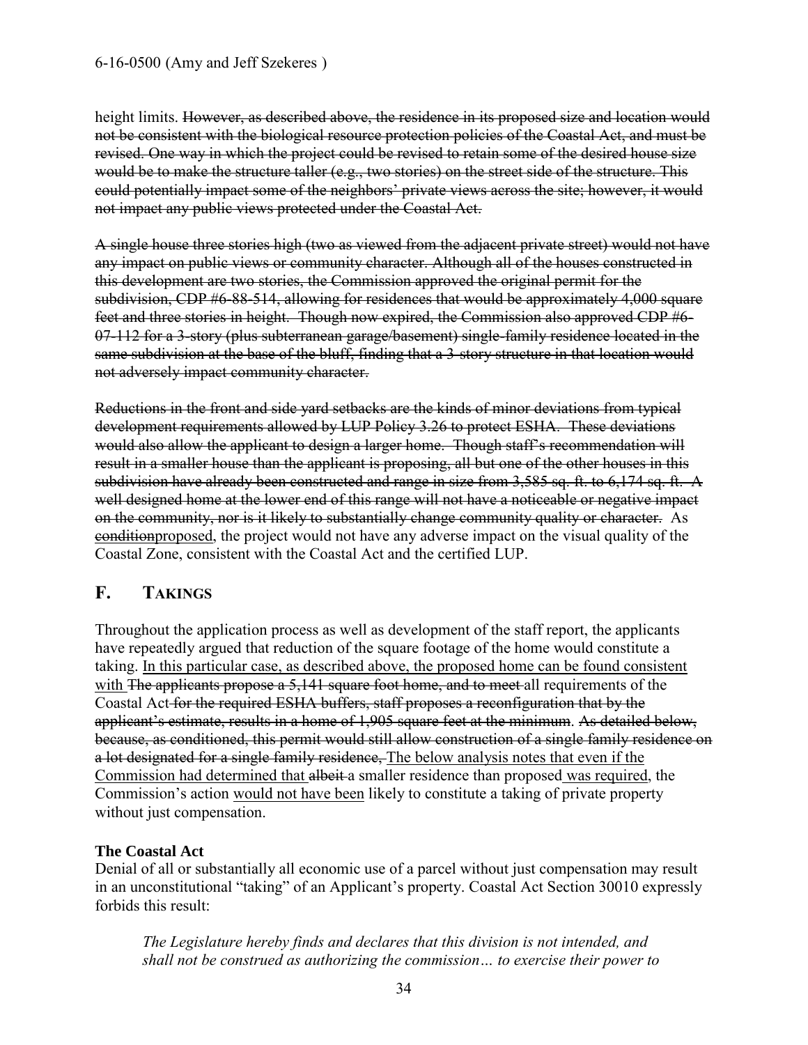height limits. ~~However, as described above, the residence in its proposed size and location would not be consistent with the biological resource protection policies of the Coastal Act, and must be revised. One way in which the project could be revised to retain some of the desired house size would be to make the structure taller (e.g., two stories) on the street side of the structure. This could potentially impact some of the neighbors' private views across the site; however, it would not impact any public views protected under the Coastal Act.~~

~~A single house three stories high (two as viewed from the adjacent private street) would not have any impact on public views or community character. Although all of the houses constructed in this development are two stories, the Commission approved the original permit for the subdivision, CDP #6-88-514, allowing for residences that would be approximately 4,000 square feet and three stories in height. Though now expired, the Commission also approved CDP #6-07-112 for a 3-story (plus subterranean garage/basement) single-family residence located in the same subdivision at the base of the bluff, finding that a 3-story structure in that location would not adversely impact community character.~~

~~Reductions in the front and side yard setbacks are the kinds of minor deviations from typical development requirements allowed by LUP Policy 3.26 to protect ESHA. These deviations would also allow the applicant to design a larger home. Though staff's recommendation will result in a smaller house than the applicant is proposing, all but one of the other houses in this subdivision have already been constructed and range in size from 3,585 sq. ft. to 6,174 sq. ft. A well designed home at the lower end of this range will not have a noticeable or negative impact on the community, nor is it likely to substantially change community quality or character.~~ As ~~condition~~<u>proposed</u>, the project would not have any adverse impact on the visual quality of the Coastal Zone, consistent with the Coastal Act and the certified LUP.

## F. TAKINGS

Throughout the application process as well as development of the staff report, the applicants have repeatedly argued that reduction of the square footage of the home would constitute a taking. <u>In this particular case, as described above, the proposed home can be found consistent with</u> ~~The applicants propose a 5,141 square foot home, and to meet~~ all requirements of the Coastal Act ~~for the required ESHA buffers, staff proposes a reconfiguration that by the applicant's estimate, results in a home of 1,905 square feet at the minimum~~. ~~As detailed below, because, as conditioned, this permit would still allow construction of a single family residence on a lot designated for a single family residence,~~ <u>The below analysis notes that even if the Commission had determined that</u> ~~albeit~~ a smaller residence than proposed <u>was required</u>, the Commission's action <u>would not have been</u> likely to constitute a taking of private property without just compensation.

**The Coastal Act**

Denial of all or substantially all economic use of a parcel without just compensation may result in an unconstitutional "taking" of an Applicant's property. Coastal Act Section 30010 expressly forbids this result:

> *The Legislature hereby finds and declares that this division is not intended, and shall not be construed as authorizing the commission… to exercise their power to*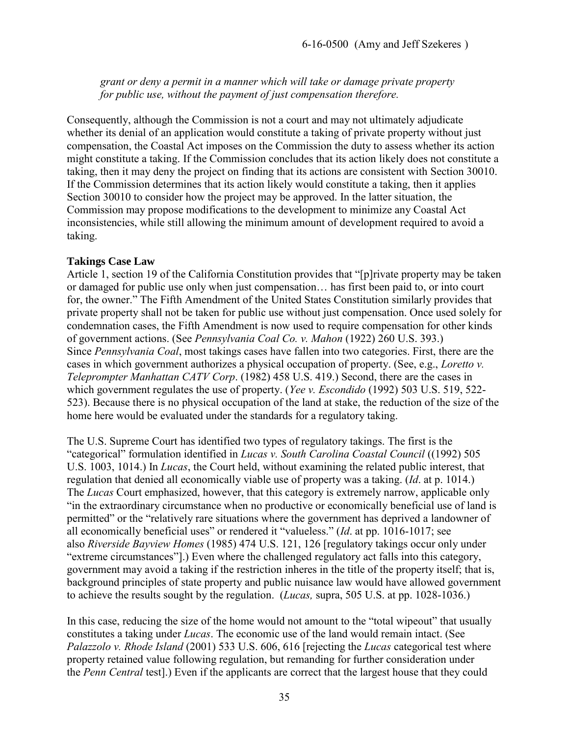*grant or deny a permit in a manner which will take or damage private property for public use, without the payment of just compensation therefore.*

Consequently, although the Commission is not a court and may not ultimately adjudicate whether its denial of an application would constitute a taking of private property without just compensation, the Coastal Act imposes on the Commission the duty to assess whether its action might constitute a taking. If the Commission concludes that its action likely does not constitute a taking, then it may deny the project on finding that its actions are consistent with Section 30010. If the Commission determines that its action likely would constitute a taking, then it applies Section 30010 to consider how the project may be approved. In the latter situation, the Commission may propose modifications to the development to minimize any Coastal Act inconsistencies, while still allowing the minimum amount of development required to avoid a taking.

**Takings Case Law**

Article 1, section 19 of the California Constitution provides that "[p]rivate property may be taken or damaged for public use only when just compensation… has first been paid to, or into court for, the owner." The Fifth Amendment of the United States Constitution similarly provides that private property shall not be taken for public use without just compensation. Once used solely for condemnation cases, the Fifth Amendment is now used to require compensation for other kinds of government actions. (See *Pennsylvania Coal Co. v. Mahon* (1922) 260 U.S. 393.) Since *Pennsylvania Coal*, most takings cases have fallen into two categories. First, there are the cases in which government authorizes a physical occupation of property. (See, e.g., *Loretto v. Teleprompter Manhattan CATV Corp*. (1982) 458 U.S. 419.) Second, there are the cases in which government regulates the use of property. (*Yee v. Escondido* (1992) 503 U.S. 519, 522-523). Because there is no physical occupation of the land at stake, the reduction of the size of the home here would be evaluated under the standards for a regulatory taking.

The U.S. Supreme Court has identified two types of regulatory takings. The first is the "categorical" formulation identified in *Lucas v. South Carolina Coastal Council* ((1992) 505 U.S. 1003, 1014.) In *Lucas*, the Court held, without examining the related public interest, that regulation that denied all economically viable use of property was a taking. (*Id*. at p. 1014.) The *Lucas* Court emphasized, however, that this category is extremely narrow, applicable only "in the extraordinary circumstance when no productive or economically beneficial use of land is permitted" or the "relatively rare situations where the government has deprived a landowner of all economically beneficial uses" or rendered it "valueless." (*Id*. at pp. 1016-1017; see also *Riverside Bayview Homes* (1985) 474 U.S. 121, 126 [regulatory takings occur only under "extreme circumstances"].) Even where the challenged regulatory act falls into this category, government may avoid a taking if the restriction inheres in the title of the property itself; that is, background principles of state property and public nuisance law would have allowed government to achieve the results sought by the regulation. (*Lucas,* supra, 505 U.S. at pp. 1028-1036.)

In this case, reducing the size of the home would not amount to the "total wipeout" that usually constitutes a taking under *Lucas*. The economic use of the land would remain intact. (See *Palazzolo v. Rhode Island* (2001) 533 U.S. 606, 616 [rejecting the *Lucas* categorical test where property retained value following regulation, but remanding for further consideration under the *Penn Central* test].) Even if the applicants are correct that the largest house that they could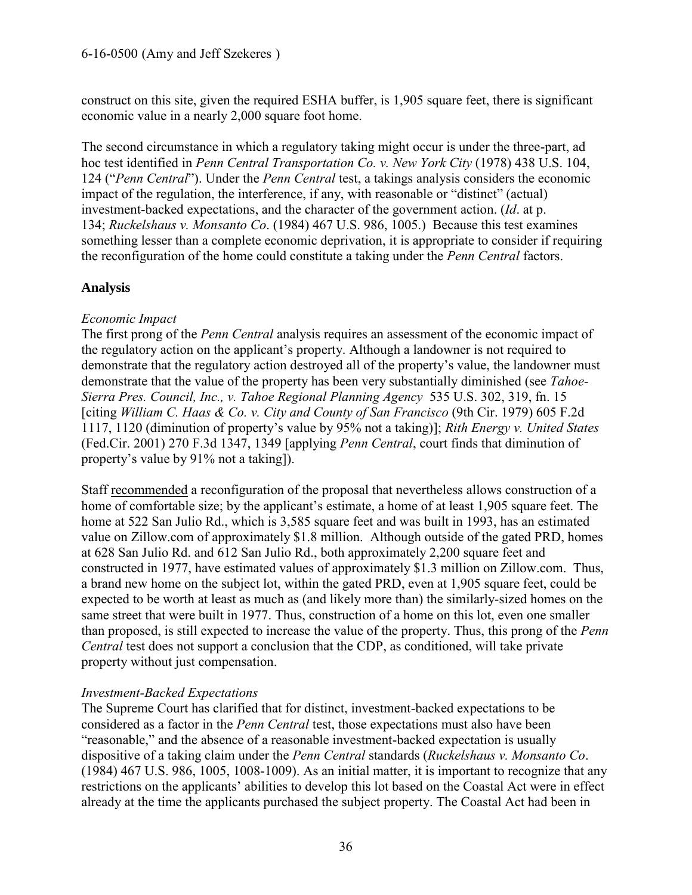construct on this site, given the required ESHA buffer, is 1,905 square feet, there is significant economic value in a nearly 2,000 square foot home.

The second circumstance in which a regulatory taking might occur is under the three-part, ad hoc test identified in *Penn Central Transportation Co. v. New York City* (1978) 438 U.S. 104, 124 ("*Penn Central*"). Under the *Penn Central* test, a takings analysis considers the economic impact of the regulation, the interference, if any, with reasonable or "distinct" (actual) investment-backed expectations, and the character of the government action. (*Id*. at p. 134; *Ruckelshaus v. Monsanto Co*. (1984) 467 U.S. 986, 1005.) Because this test examines something lesser than a complete economic deprivation, it is appropriate to consider if requiring the reconfiguration of the home could constitute a taking under the *Penn Central* factors.

**Analysis**

*Economic Impact*
The first prong of the *Penn Central* analysis requires an assessment of the economic impact of the regulatory action on the applicant's property. Although a landowner is not required to demonstrate that the regulatory action destroyed all of the property's value, the landowner must demonstrate that the value of the property has been very substantially diminished (see *Tahoe-Sierra Pres. Council, Inc., v. Tahoe Regional Planning Agency* 535 U.S. 302, 319, fn. 15 [citing *William C. Haas & Co. v. City and County of San Francisco* (9th Cir. 1979) 605 F.2d 1117, 1120 (diminution of property's value by 95% not a taking)]; *Rith Energy v. United States* (Fed.Cir. 2001) 270 F.3d 1347, 1349 [applying *Penn Central*, court finds that diminution of property's value by 91% not a taking]).

Staff recommended a reconfiguration of the proposal that nevertheless allows construction of a home of comfortable size; by the applicant's estimate, a home of at least 1,905 square feet. The home at 522 San Julio Rd., which is 3,585 square feet and was built in 1993, has an estimated value on Zillow.com of approximately $1.8 million. Although outside of the gated PRD, homes at 628 San Julio Rd. and 612 San Julio Rd., both approximately 2,200 square feet and constructed in 1977, have estimated values of approximately $1.3 million on Zillow.com. Thus, a brand new home on the subject lot, within the gated PRD, even at 1,905 square feet, could be expected to be worth at least as much as (and likely more than) the similarly-sized homes on the same street that were built in 1977. Thus, construction of a home on this lot, even one smaller than proposed, is still expected to increase the value of the property. Thus, this prong of the *Penn Central* test does not support a conclusion that the CDP, as conditioned, will take private property without just compensation.

*Investment-Backed Expectations*
The Supreme Court has clarified that for distinct, investment-backed expectations to be considered as a factor in the *Penn Central* test, those expectations must also have been "reasonable," and the absence of a reasonable investment-backed expectation is usually dispositive of a taking claim under the *Penn Central* standards (*Ruckelshaus v. Monsanto Co*. (1984) 467 U.S. 986, 1005, 1008-1009). As an initial matter, it is important to recognize that any restrictions on the applicants' abilities to develop this lot based on the Coastal Act were in effect already at the time the applicants purchased the subject property. The Coastal Act had been in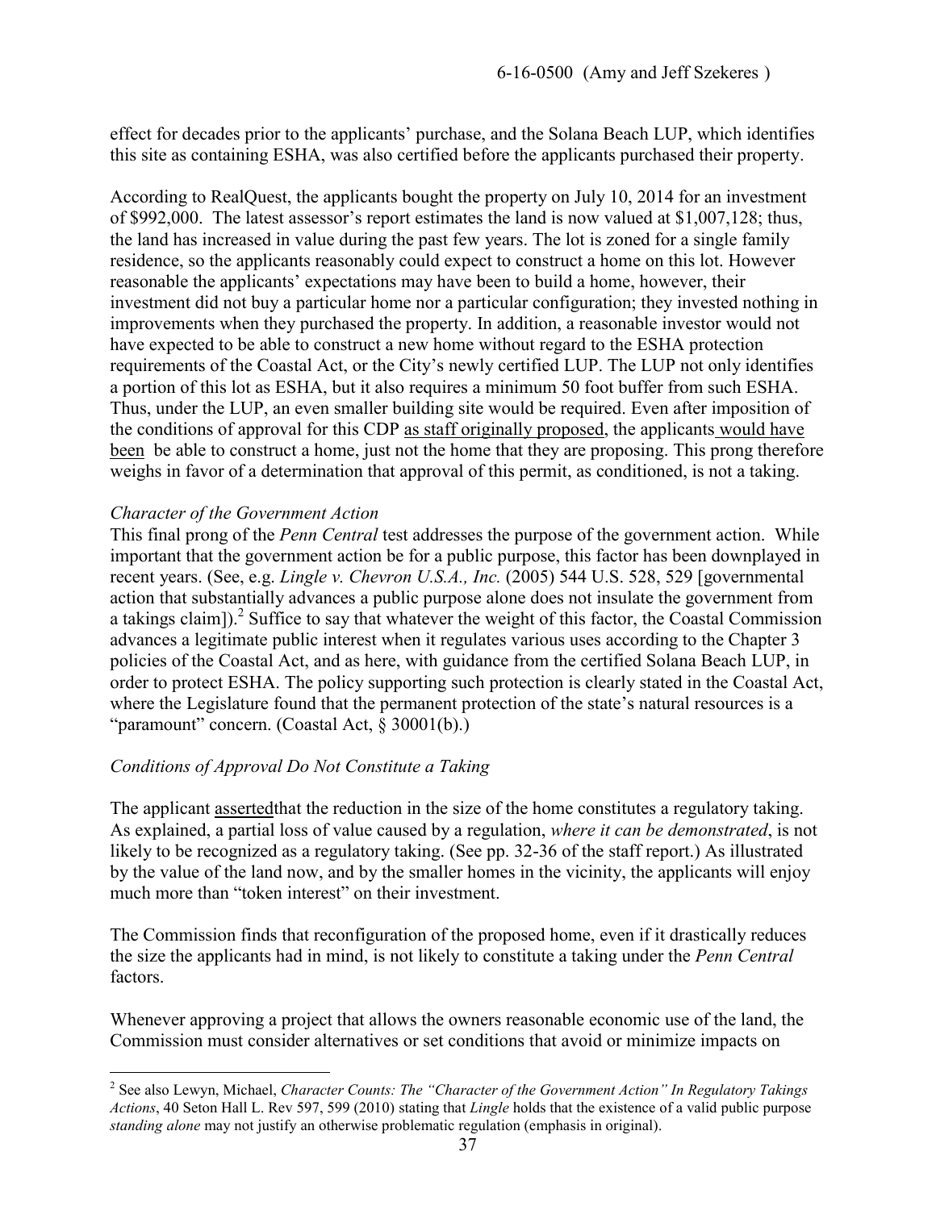effect for decades prior to the applicants' purchase, and the Solana Beach LUP, which identifies this site as containing ESHA, was also certified before the applicants purchased their property.

According to RealQuest, the applicants bought the property on July 10, 2014 for an investment of \$992,000. The latest assessor's report estimates the land is now valued at \$1,007,128; thus, the land has increased in value during the past few years. The lot is zoned for a single family residence, so the applicants reasonably could expect to construct a home on this lot. However reasonable the applicants' expectations may have been to build a home, however, their investment did not buy a particular home nor a particular configuration; they invested nothing in improvements when they purchased the property. In addition, a reasonable investor would not have expected to be able to construct a new home without regard to the ESHA protection requirements of the Coastal Act, or the City's newly certified LUP. The LUP not only identifies a portion of this lot as ESHA, but it also requires a minimum 50 foot buffer from such ESHA. Thus, under the LUP, an even smaller building site would be required. Even after imposition of the conditions of approval for this CDP as staff originally proposed, the applicants would have been be able to construct a home, just not the home that they are proposing. This prong therefore weighs in favor of a determination that approval of this permit, as conditioned, is not a taking.

*Character of the Government Action*

This final prong of the *Penn Central* test addresses the purpose of the government action. While important that the government action be for a public purpose, this factor has been downplayed in recent years. (See, e.g. *Lingle v. Chevron U.S.A., Inc.* (2005) 544 U.S. 528, 529 [governmental action that substantially advances a public purpose alone does not insulate the government from a takings claim]).[2] Suffice to say that whatever the weight of this factor, the Coastal Commission advances a legitimate public interest when it regulates various uses according to the Chapter 3 policies of the Coastal Act, and as here, with guidance from the certified Solana Beach LUP, in order to protect ESHA. The policy supporting such protection is clearly stated in the Coastal Act, where the Legislature found that the permanent protection of the state's natural resources is a "paramount" concern. (Coastal Act, § 30001(b).)

*Conditions of Approval Do Not Constitute a Taking*

The applicant assertedthat the reduction in the size of the home constitutes a regulatory taking. As explained, a partial loss of value caused by a regulation, *where it can be demonstrated*, is not likely to be recognized as a regulatory taking. (See pp. 32-36 of the staff report.) As illustrated by the value of the land now, and by the smaller homes in the vicinity, the applicants will enjoy much more than "token interest" on their investment.

The Commission finds that reconfiguration of the proposed home, even if it drastically reduces the size the applicants had in mind, is not likely to constitute a taking under the *Penn Central* factors.

Whenever approving a project that allows the owners reasonable economic use of the land, the Commission must consider alternatives or set conditions that avoid or minimize impacts on

---

[2] See also Lewyn, Michael, *Character Counts: The "Character of the Government Action" In Regulatory Takings Actions*, 40 Seton Hall L. Rev 597, 599 (2010) stating that *Lingle* holds that the existence of a valid public purpose *standing alone* may not justify an otherwise problematic regulation (emphasis in original).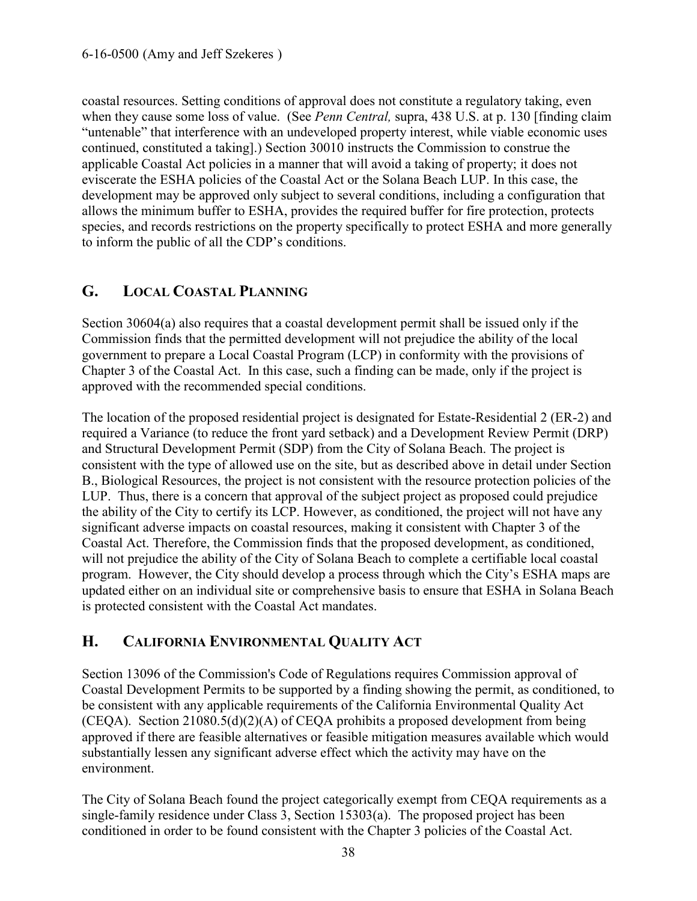coastal resources. Setting conditions of approval does not constitute a regulatory taking, even when they cause some loss of value. (See *Penn Central,* supra, 438 U.S. at p. 130 [finding claim "untenable" that interference with an undeveloped property interest, while viable economic uses continued, constituted a taking].) Section 30010 instructs the Commission to construe the applicable Coastal Act policies in a manner that will avoid a taking of property; it does not eviscerate the ESHA policies of the Coastal Act or the Solana Beach LUP. In this case, the development may be approved only subject to several conditions, including a configuration that allows the minimum buffer to ESHA, provides the required buffer for fire protection, protects species, and records restrictions on the property specifically to protect ESHA and more generally to inform the public of all the CDP's conditions.

## G. LOCAL COASTAL PLANNING

Section 30604(a) also requires that a coastal development permit shall be issued only if the Commission finds that the permitted development will not prejudice the ability of the local government to prepare a Local Coastal Program (LCP) in conformity with the provisions of Chapter 3 of the Coastal Act. In this case, such a finding can be made, only if the project is approved with the recommended special conditions.

The location of the proposed residential project is designated for Estate-Residential 2 (ER-2) and required a Variance (to reduce the front yard setback) and a Development Review Permit (DRP) and Structural Development Permit (SDP) from the City of Solana Beach. The project is consistent with the type of allowed use on the site, but as described above in detail under Section B., Biological Resources, the project is not consistent with the resource protection policies of the LUP. Thus, there is a concern that approval of the subject project as proposed could prejudice the ability of the City to certify its LCP. However, as conditioned, the project will not have any significant adverse impacts on coastal resources, making it consistent with Chapter 3 of the Coastal Act. Therefore, the Commission finds that the proposed development, as conditioned, will not prejudice the ability of the City of Solana Beach to complete a certifiable local coastal program. However, the City should develop a process through which the City's ESHA maps are updated either on an individual site or comprehensive basis to ensure that ESHA in Solana Beach is protected consistent with the Coastal Act mandates.

## H. CALIFORNIA ENVIRONMENTAL QUALITY ACT

Section 13096 of the Commission's Code of Regulations requires Commission approval of Coastal Development Permits to be supported by a finding showing the permit, as conditioned, to be consistent with any applicable requirements of the California Environmental Quality Act (CEQA). Section 21080.5(d)(2)(A) of CEQA prohibits a proposed development from being approved if there are feasible alternatives or feasible mitigation measures available which would substantially lessen any significant adverse effect which the activity may have on the environment.

The City of Solana Beach found the project categorically exempt from CEQA requirements as a single-family residence under Class 3, Section 15303(a). The proposed project has been conditioned in order to be found consistent with the Chapter 3 policies of the Coastal Act.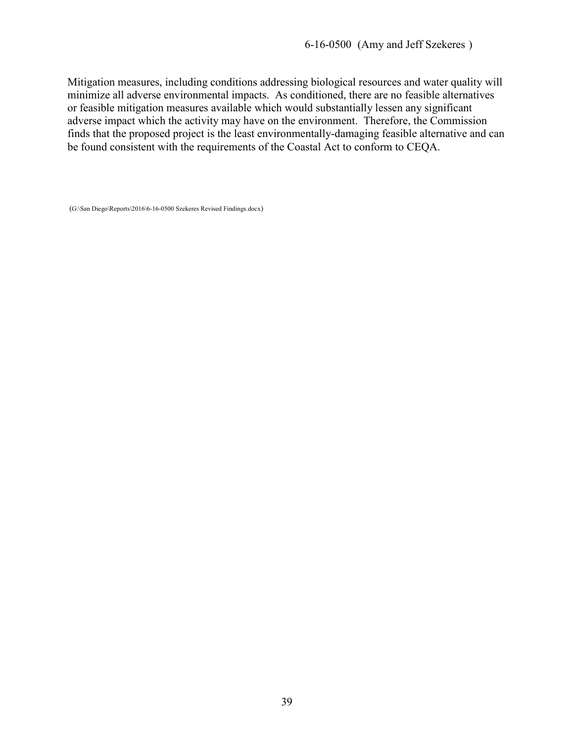Mitigation measures, including conditions addressing biological resources and water quality will minimize all adverse environmental impacts. As conditioned, there are no feasible alternatives or feasible mitigation measures available which would substantially lessen any significant adverse impact which the activity may have on the environment. Therefore, the Commission finds that the proposed project is the least environmentally-damaging feasible alternative and can be found consistent with the requirements of the Coastal Act to conform to CEQA.

(G:\San Diego\Reports\2016\6-16-0500 Szekeres Revised Findings.docx)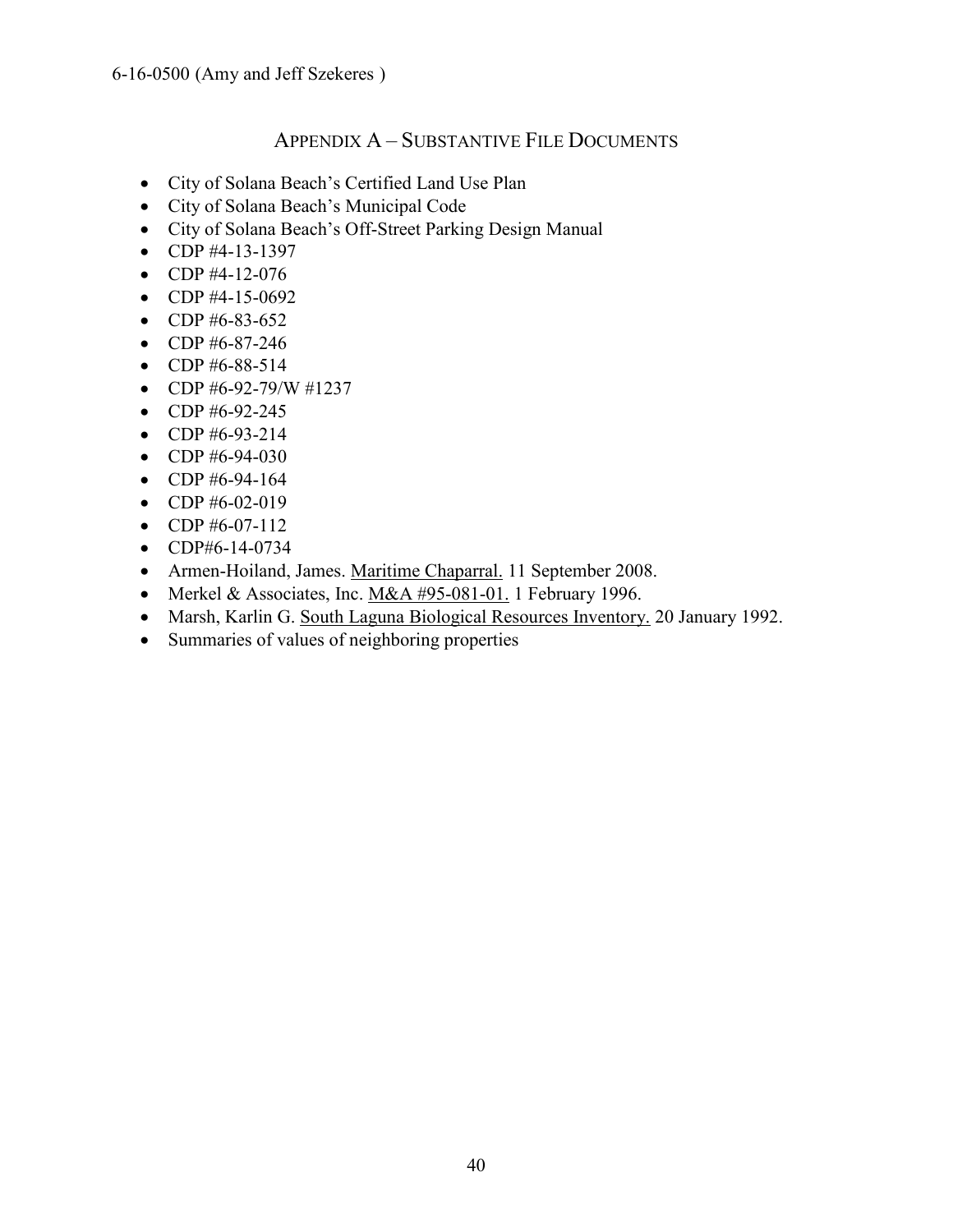## APPENDIX A – SUBSTANTIVE FILE DOCUMENTS

- City of Solana Beach's Certified Land Use Plan
- City of Solana Beach's Municipal Code
- City of Solana Beach's Off-Street Parking Design Manual
- CDP #4-13-1397
- CDP #4-12-076
- CDP #4-15-0692
- CDP #6-83-652
- CDP #6-87-246
- CDP #6-88-514
- CDP #6-92-79/W #1237
- CDP #6-92-245
- CDP #6-93-214
- CDP #6-94-030
- CDP #6-94-164
- CDP #6-02-019
- CDP #6-07-112
- CDP#6-14-0734
- Armen-Hoiland, James. Maritime Chaparral. 11 September 2008.
- Merkel & Associates, Inc. M&A #95-081-01. 1 February 1996.
- Marsh, Karlin G. South Laguna Biological Resources Inventory. 20 January 1992.
- Summaries of values of neighboring properties